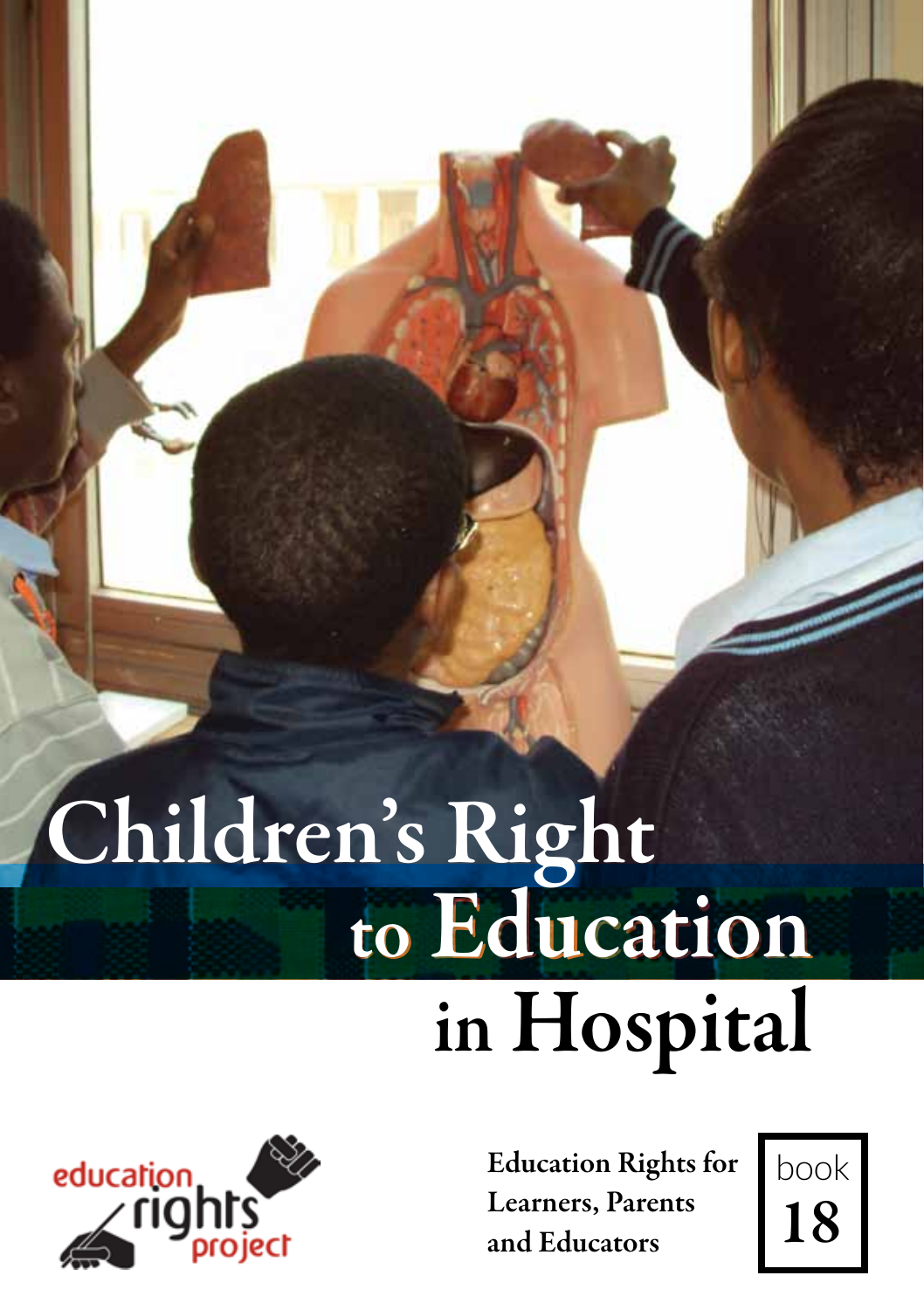# Children's Right to Education in Hospital

education rights project

**Education Rights for Learners, Parents and Educators**

book 18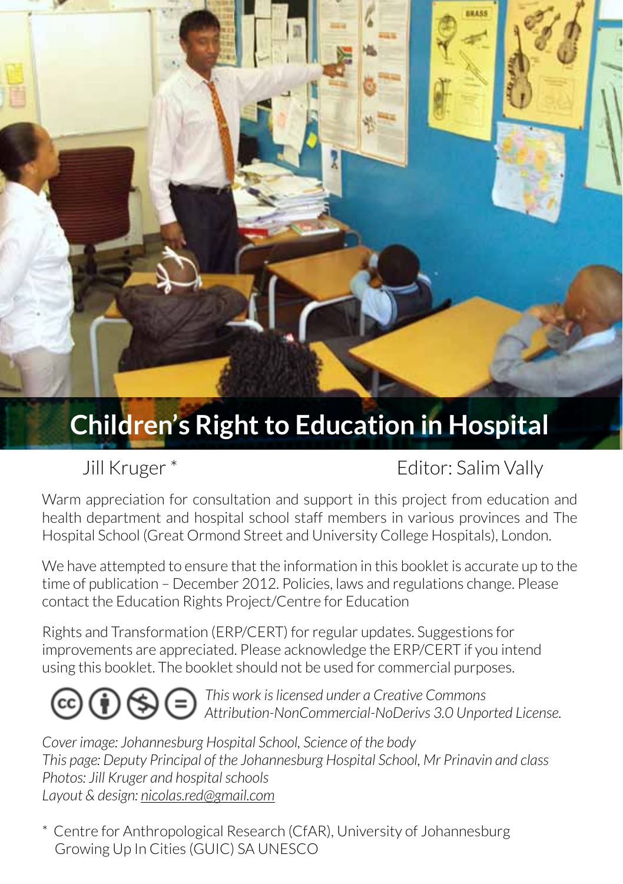# Children's Right to Education in Hospital

Jill Kruger *

Editor: Salim Vally

Warm appreciation for consultation and support in this project from education and health department and hospital school staff members in various provinces and The Hospital School (Great Ormond Street and University College Hospitals), London.

We have attempted to ensure that the information in this booklet is accurate up to the time of publication – December 2012. Policies, laws and regulations change. Please contact the Education Rights Project/Centre for Education

Rights and Transformation (ERP/CERT) for regular updates. Suggestions for improvements are appreciated. Please acknowledge the ERP/CERT if you intend using this booklet. The booklet should not be used for commercial purposes.

*This work is licensed under a Creative Commons Attribution-NonCommercial-NoDerivs 3.0 Unported License.*

*Cover image: Johannesburg Hospital School, Science of the body*
*This page: Deputy Principal of the Johannesburg Hospital School, Mr Prinavin and class*
*Photos: Jill Kruger and hospital schools*
*Layout & design: nicolas.red@gmail.com*

\* Centre for Anthropological Research (CfAR), University of Johannesburg
Growing Up In Cities (GUIC) SA UNESCO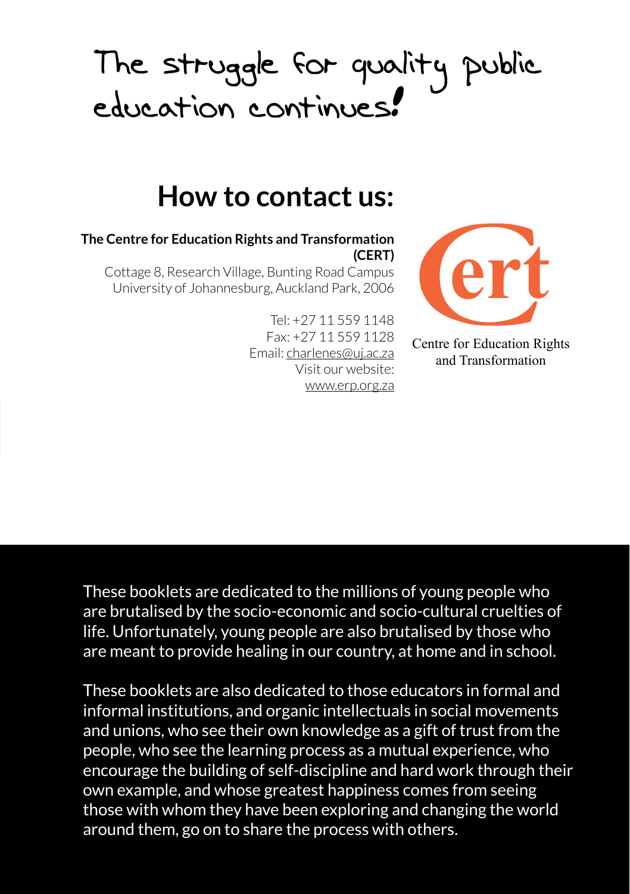# The struggle for quality public education continues!

## How to contact us:

**The Centre for Education Rights and Transformation (CERT)**

Cottage 8, Research Village, Bunting Road Campus
University of Johannesburg, Auckland Park, 2006

Tel: +27 11 559 1148
Fax: +27 11 559 1128
Email: charlenes@uj.ac.za
Visit our website:
www.erp.org.za

cert

Centre for Education Rights and Transformation

These booklets are dedicated to the millions of young people who are brutalised by the socio-economic and socio-cultural cruelties of life. Unfortunately, young people are also brutalised by those who are meant to provide healing in our country, at home and in school.

These booklets are also dedicated to those educators in formal and informal institutions, and organic intellectuals in social movements and unions, who see their own knowledge as a gift of trust from the people, who see the learning process as a mutual experience, who encourage the building of self-discipline and hard work through their own example, and whose greatest happiness comes from seeing those with whom they have been exploring and changing the world around them, go on to share the process with others.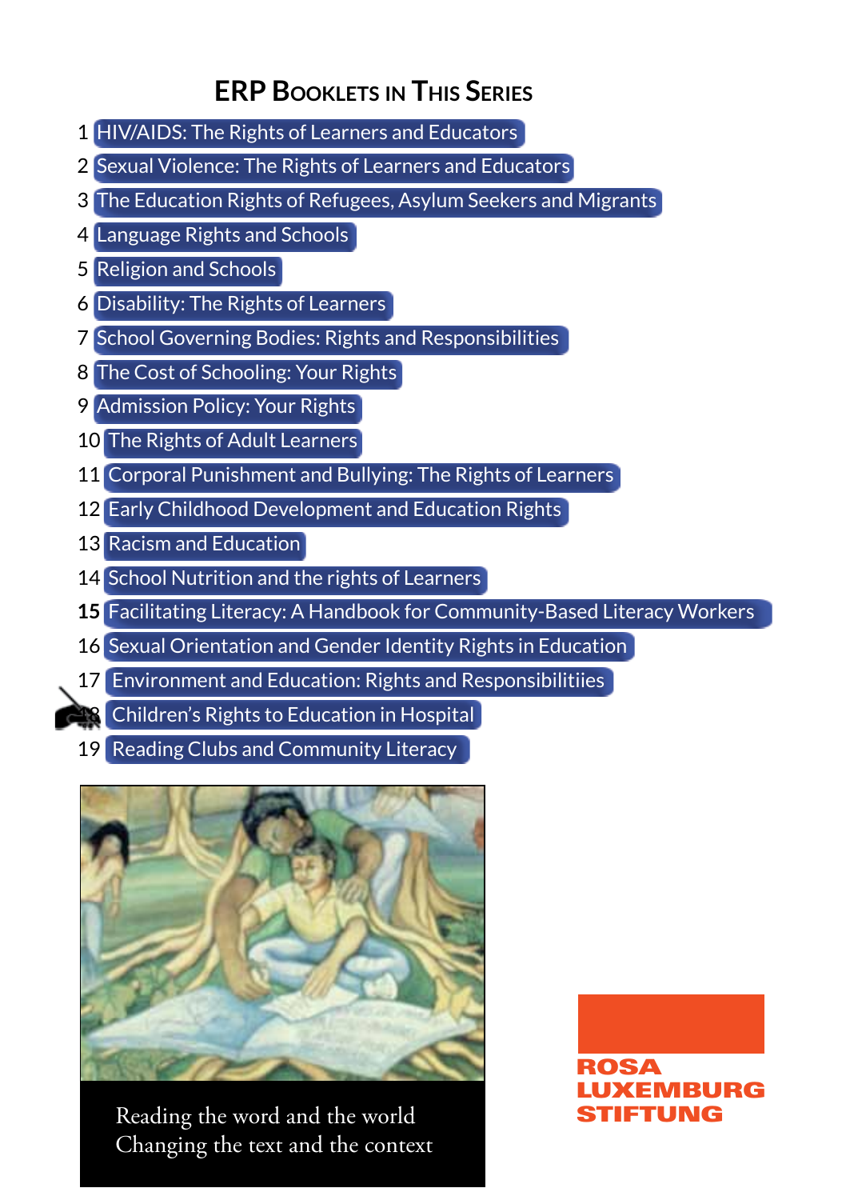## ERP Booklets in This Series

1. HIV/AIDS: The Rights of Learners and Educators
2. Sexual Violence: The Rights of Learners and Educators
3. The Education Rights of Refugees, Asylum Seekers and Migrants
4. Language Rights and Schools
5. Religion and Schools
6. Disability: The Rights of Learners
7. School Governing Bodies: Rights and Responsibilities
8. The Cost of Schooling: Your Rights
9. Admission Policy: Your Rights
10. The Rights of Adult Learners
11. Corporal Punishment and Bullying: The Rights of Learners
12. Early Childhood Development and Education Rights
13. Racism and Education
14. School Nutrition and the rights of Learners
15. **Facilitating Literacy: A Handbook for Community-Based Literacy Workers**
16. Sexual Orientation and Gender Identity Rights in Education
17. Environment and Education: Rights and Responsibilitiies
18. Children's Rights to Education in Hospital
19. Reading Clubs and Community Literacy

Reading the word and the world
Changing the text and the context

ROSA LUXEMBURG STIFTUNG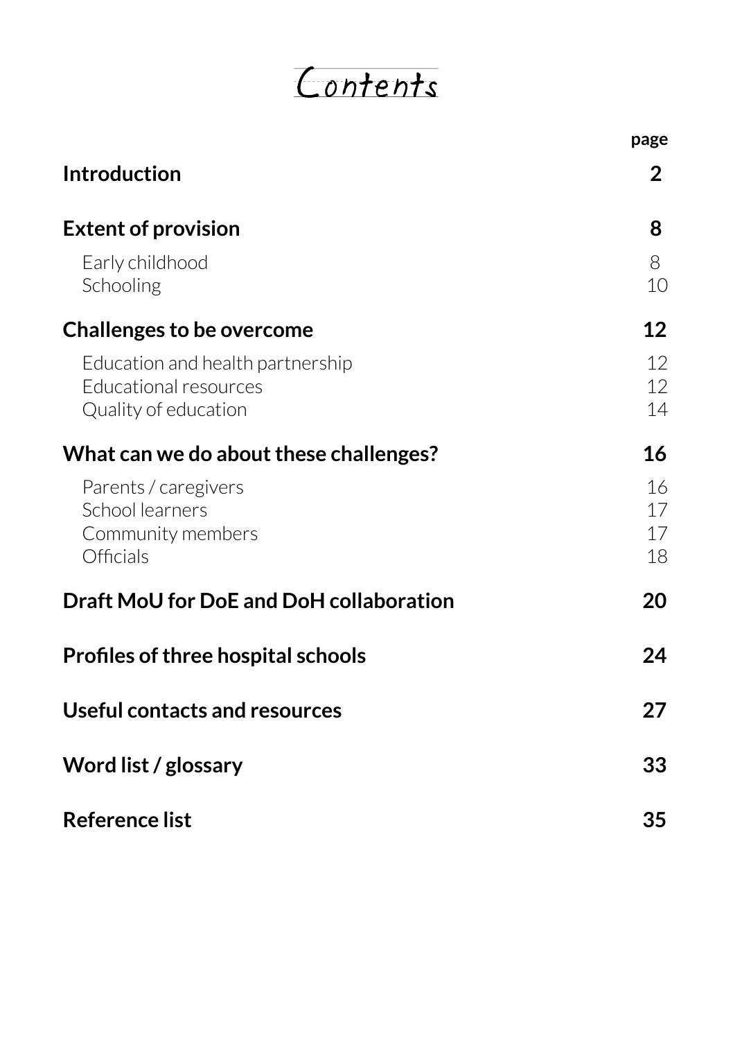# Contents

| | page |
|---|---|
| **Introduction** | **2** |
| **Extent of provision** | **8** |
| Early childhood | 8 |
| Schooling | 10 |
| **Challenges to be overcome** | **12** |
| Education and health partnership | 12 |
| Educational resources | 12 |
| Quality of education | 14 |
| **What can we do about these challenges?** | **16** |
| Parents / caregivers | 16 |
| School learners | 17 |
| Community members | 17 |
| Officials | 18 |
| **Draft MoU for DoE and DoH collaboration** | **20** |
| **Profiles of three hospital schools** | **24** |
| **Useful contacts and resources** | **27** |
| **Word list / glossary** | **33** |
| **Reference list** | **35** |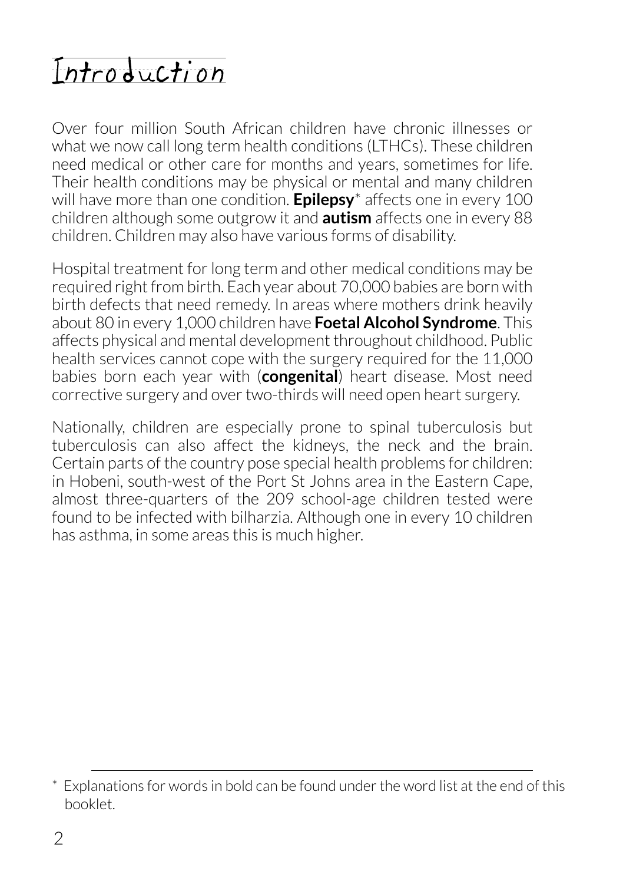# Introduction

Over four million South African children have chronic illnesses or what we now call long term health conditions (LTHCs). These children need medical or other care for months and years, sometimes for life. Their health conditions may be physical or mental and many children will have more than one condition. **Epilepsy*** affects one in every 100 children although some outgrow it and **autism** affects one in every 88 children. Children may also have various forms of disability.

Hospital treatment for long term and other medical conditions may be required right from birth. Each year about 70,000 babies are born with birth defects that need remedy. In areas where mothers drink heavily about 80 in every 1,000 children have **Foetal Alcohol Syndrome**. This affects physical and mental development throughout childhood. Public health services cannot cope with the surgery required for the 11,000 babies born each year with (**congenital**) heart disease. Most need corrective surgery and over two-thirds will need open heart surgery.

Nationally, children are especially prone to spinal tuberculosis but tuberculosis can also affect the kidneys, the neck and the brain. Certain parts of the country pose special health problems for children: in Hobeni, south-west of the Port St Johns area in the Eastern Cape, almost three-quarters of the 209 school-age children tested were found to be infected with bilharzia. Although one in every 10 children has asthma, in some areas this is much higher.

---

* Explanations for words in bold can be found under the word list at the end of this booklet.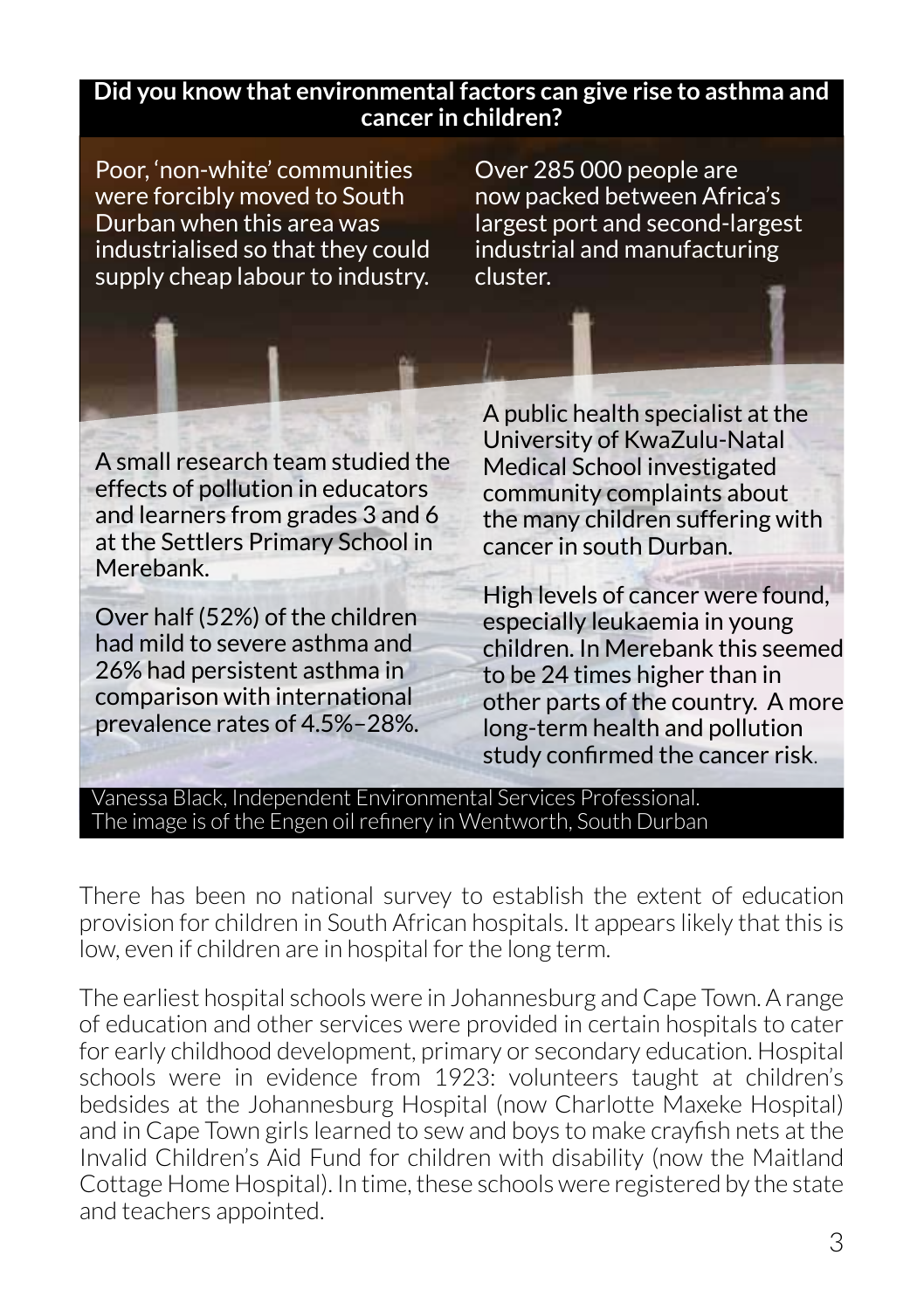**Did you know that environmental factors can give rise to asthma and cancer in children?**

Poor, 'non-white' communities were forcibly moved to South Durban when this area was industrialised so that they could supply cheap labour to industry.

Over 285 000 people are now packed between Africa's largest port and second-largest industrial and manufacturing cluster.

A small research team studied the effects of pollution in educators and learners from grades 3 and 6 at the Settlers Primary School in Merebank.

Over half (52%) of the children had mild to severe asthma and 26% had persistent asthma in comparison with international prevalence rates of 4.5%–28%.

A public health specialist at the University of KwaZulu-Natal Medical School investigated community complaints about the many children suffering with cancer in south Durban.

High levels of cancer were found, especially leukaemia in young children. In Merebank this seemed to be 24 times higher than in other parts of the country. A more long-term health and pollution study confirmed the cancer risk.

Vanessa Black, Independent Environmental Services Professional.
The image is of the Engen oil refinery in Wentworth, South Durban

There has been no national survey to establish the extent of education provision for children in South African hospitals. It appears likely that this is low, even if children are in hospital for the long term.

The earliest hospital schools were in Johannesburg and Cape Town. A range of education and other services were provided in certain hospitals to cater for early childhood development, primary or secondary education. Hospital schools were in evidence from 1923: volunteers taught at children's bedsides at the Johannesburg Hospital (now Charlotte Maxeke Hospital) and in Cape Town girls learned to sew and boys to make crayfish nets at the Invalid Children's Aid Fund for children with disability (now the Maitland Cottage Home Hospital). In time, these schools were registered by the state and teachers appointed.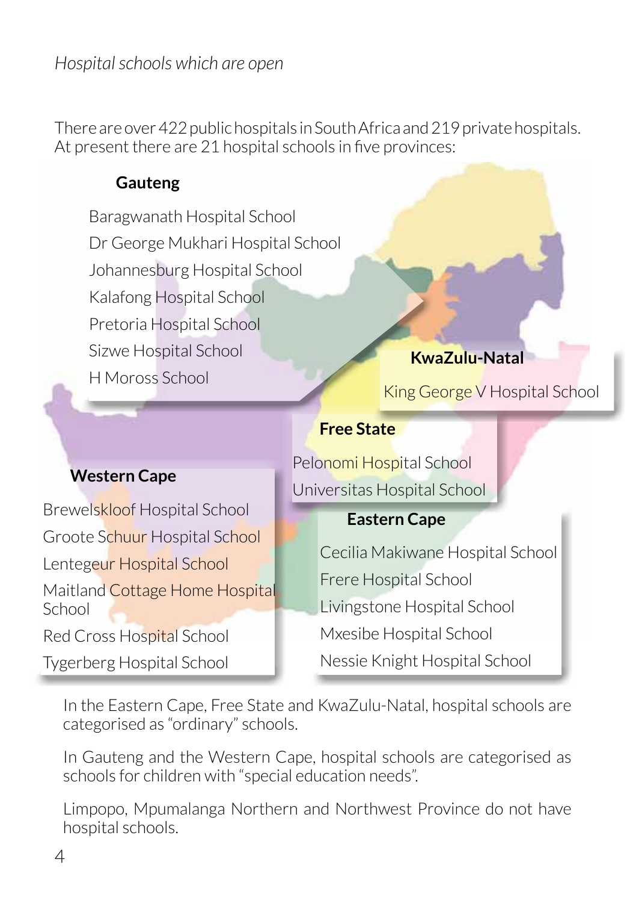*Hospital schools which are open*

There are over 422 public hospitals in South Africa and 219 private hospitals. At present there are 21 hospital schools in five provinces:

**Gauteng**

- Baragwanath Hospital School
- Dr George Mukhari Hospital School
- Johannesburg Hospital School
- Kalafong Hospital School
- Pretoria Hospital School
- Sizwe Hospital School
- H Moross School

**KwaZulu-Natal**

- King George V Hospital School

**Free State**

- Pelonomi Hospital School
- Universitas Hospital School

**Western Cape**

- Brewelskloof Hospital School
- Groote Schuur Hospital School
- Lentegeur Hospital School
- Maitland Cottage Home Hospital School
- Red Cross Hospital School
- Tygerberg Hospital School

**Eastern Cape**

- Cecilia Makiwane Hospital School
- Frere Hospital School
- Livingstone Hospital School
- Mxesibe Hospital School
- Nessie Knight Hospital School

In the Eastern Cape, Free State and KwaZulu-Natal, hospital schools are categorised as "ordinary" schools.

In Gauteng and the Western Cape, hospital schools are categorised as schools for children with "special education needs".

Limpopo, Mpumalanga Northern and Northwest Province do not have hospital schools.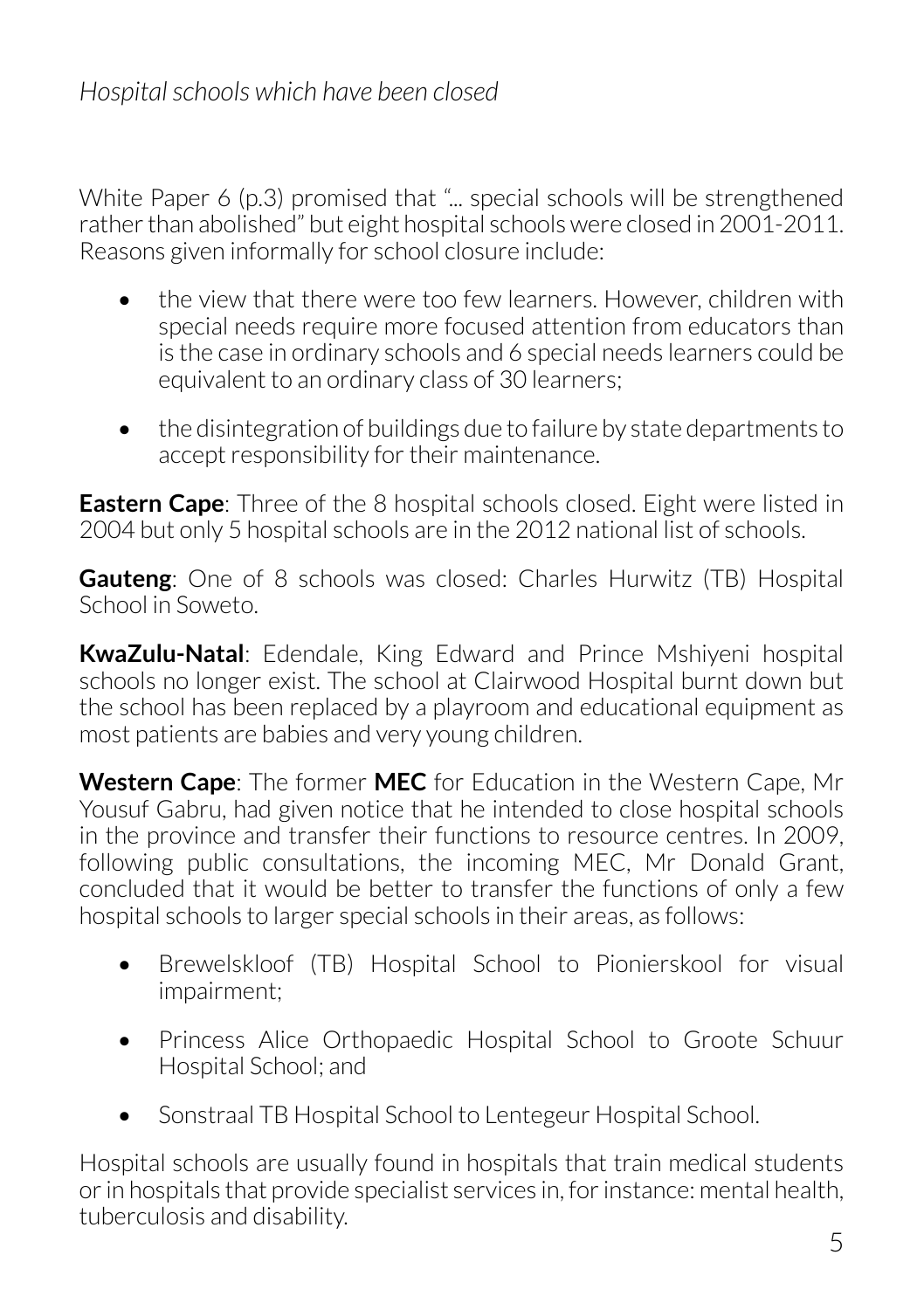*Hospital schools which have been closed*

White Paper 6 (p.3) promised that "... special schools will be strengthened rather than abolished" but eight hospital schools were closed in 2001-2011. Reasons given informally for school closure include:

- the view that there were too few learners. However, children with special needs require more focused attention from educators than is the case in ordinary schools and 6 special needs learners could be equivalent to an ordinary class of 30 learners;

- the disintegration of buildings due to failure by state departments to accept responsibility for their maintenance.

**Eastern Cape**: Three of the 8 hospital schools closed. Eight were listed in 2004 but only 5 hospital schools are in the 2012 national list of schools.

**Gauteng**: One of 8 schools was closed: Charles Hurwitz (TB) Hospital School in Soweto.

**KwaZulu-Natal**: Edendale, King Edward and Prince Mshiyeni hospital schools no longer exist. The school at Clairwood Hospital burnt down but the school has been replaced by a playroom and educational equipment as most patients are babies and very young children.

**Western Cape**: The former **MEC** for Education in the Western Cape, Mr Yousuf Gabru, had given notice that he intended to close hospital schools in the province and transfer their functions to resource centres. In 2009, following public consultations, the incoming MEC, Mr Donald Grant, concluded that it would be better to transfer the functions of only a few hospital schools to larger special schools in their areas, as follows:

- Brewelskloof (TB) Hospital School to Pionierskool for visual impairment;

- Princess Alice Orthopaedic Hospital School to Groote Schuur Hospital School; and

- Sonstraal TB Hospital School to Lentegeur Hospital School.

Hospital schools are usually found in hospitals that train medical students or in hospitals that provide specialist services in, for instance: mental health, tuberculosis and disability.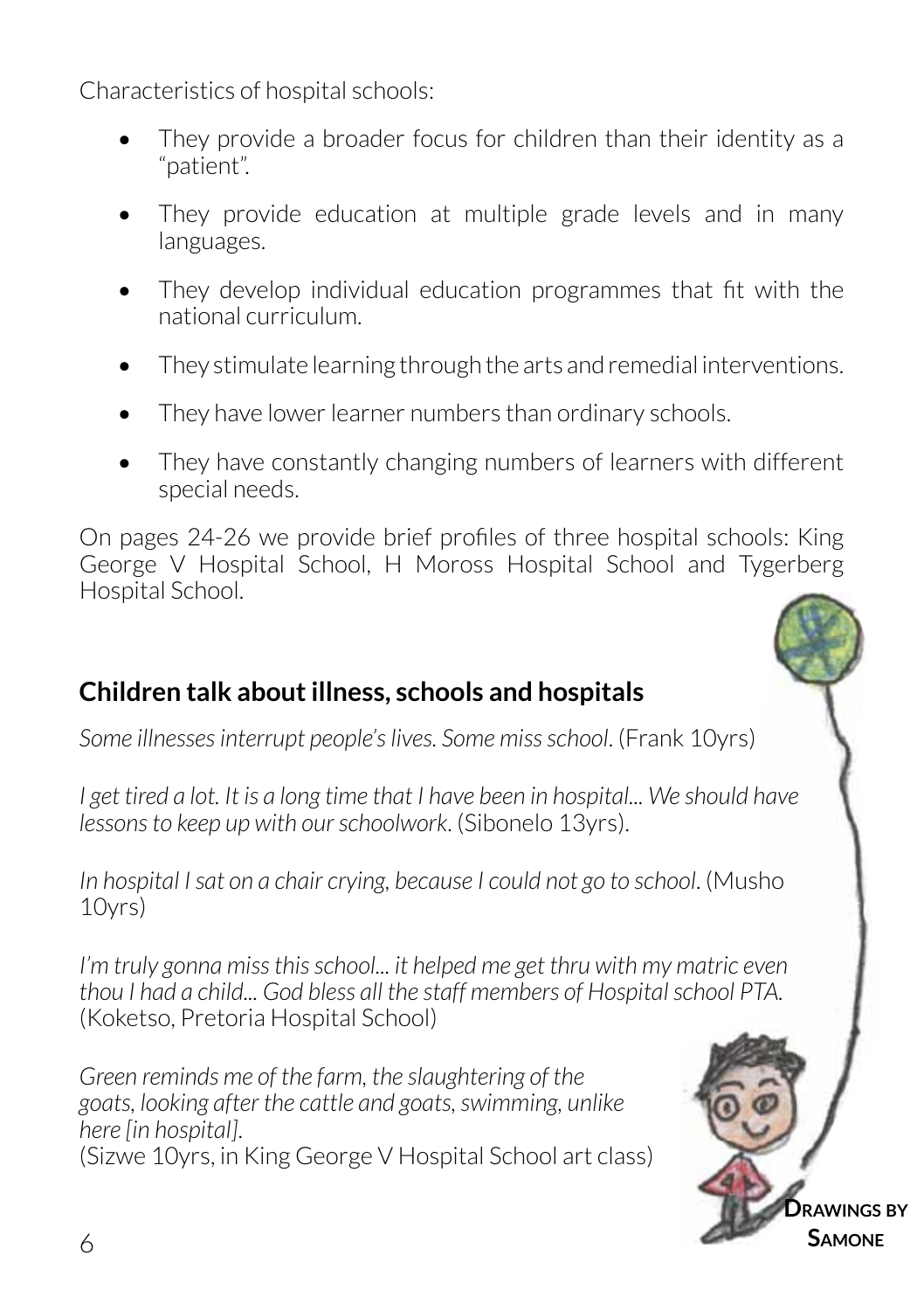Characteristics of hospital schools:

- They provide a broader focus for children than their identity as a "patient".
- They provide education at multiple grade levels and in many languages.
- They develop individual education programmes that fit with the national curriculum.
- They stimulate learning through the arts and remedial interventions.
- They have lower learner numbers than ordinary schools.
- They have constantly changing numbers of learners with different special needs.

On pages 24-26 we provide brief profiles of three hospital schools: King George V Hospital School, H Moross Hospital School and Tygerberg Hospital School.

## Children talk about illness, schools and hospitals

*Some illnesses interrupt people's lives. Some miss school*. (Frank 10yrs)

*I get tired a lot. It is a long time that I have been in hospital... We should have lessons to keep up with our schoolwork*. (Sibonelo 13yrs).

*In hospital I sat on a chair crying, because I could not go to school*. (Musho 10yrs)

*I'm truly gonna miss this school... it helped me get thru with my matric even thou I had a child... God bless all the staff members of Hospital school PTA.* (Koketso, Pretoria Hospital School)

*Green reminds me of the farm, the slaughtering of the goats, looking after the cattle and goats, swimming, unlike here [in hospital].*
(Sizwe 10yrs, in King George V Hospital School art class)

**Drawings by Samone**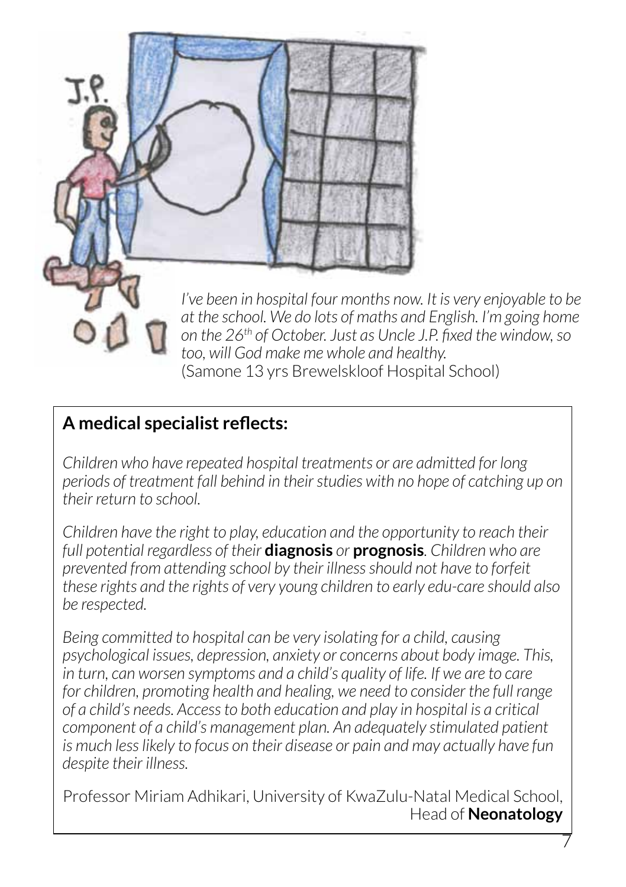*I've been in hospital four months now. It is very enjoyable to be at the school. We do lots of maths and English. I'm going home on the 26th of October. Just as Uncle J.P. fixed the window, so too, will God make me whole and healthy.*
(Samone 13 yrs Brewelskloof Hospital School)

## A medical specialist reflects:

*Children who have repeated hospital treatments or are admitted for long periods of treatment fall behind in their studies with no hope of catching up on their return to school.*

*Children have the right to play, education and the opportunity to reach their full potential regardless of their* **diagnosis** *or* **prognosis**. *Children who are prevented from attending school by their illness should not have to forfeit these rights and the rights of very young children to early edu-care should also be respected.*

*Being committed to hospital can be very isolating for a child, causing psychological issues, depression, anxiety or concerns about body image. This, in turn, can worsen symptoms and a child's quality of life. If we are to care for children, promoting health and healing, we need to consider the full range of a child's needs. Access to both education and play in hospital is a critical component of a child's management plan. An adequately stimulated patient is much less likely to focus on their disease or pain and may actually have fun despite their illness.*

Professor Miriam Adhikari, University of KwaZulu-Natal Medical School, Head of **Neonatology**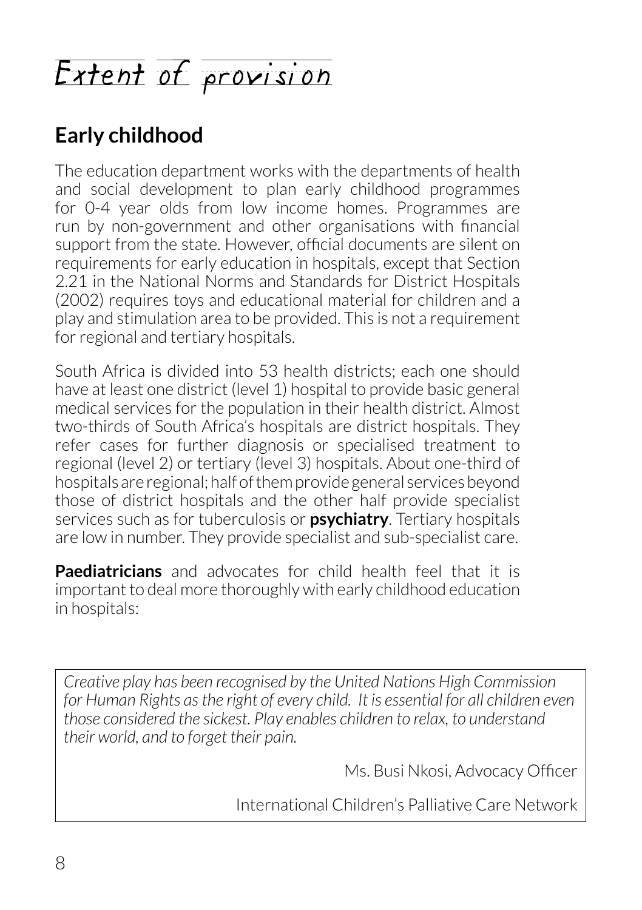# Extent of provision

## Early childhood

The education department works with the departments of health and social development to plan early childhood programmes for 0-4 year olds from low income homes. Programmes are run by non-government and other organisations with financial support from the state. However, official documents are silent on requirements for early education in hospitals, except that Section 2.21 in the National Norms and Standards for District Hospitals (2002) requires toys and educational material for children and a play and stimulation area to be provided. This is not a requirement for regional and tertiary hospitals.

South Africa is divided into 53 health districts; each one should have at least one district (level 1) hospital to provide basic general medical services for the population in their health district. Almost two-thirds of South Africa's hospitals are district hospitals. They refer cases for further diagnosis or specialised treatment to regional (level 2) or tertiary (level 3) hospitals. About one-third of hospitals are regional; half of them provide general services beyond those of district hospitals and the other half provide specialist services such as for tuberculosis or **psychiatry**. Tertiary hospitals are low in number. They provide specialist and sub-specialist care.

**Paediatricians** and advocates for child health feel that it is important to deal more thoroughly with early childhood education in hospitals:

> *Creative play has been recognised by the United Nations High Commission for Human Rights as the right of every child. It is essential for all children even those considered the sickest. Play enables children to relax, to understand their world, and to forget their pain.*
>
> Ms. Busi Nkosi, Advocacy Officer
>
> International Children's Palliative Care Network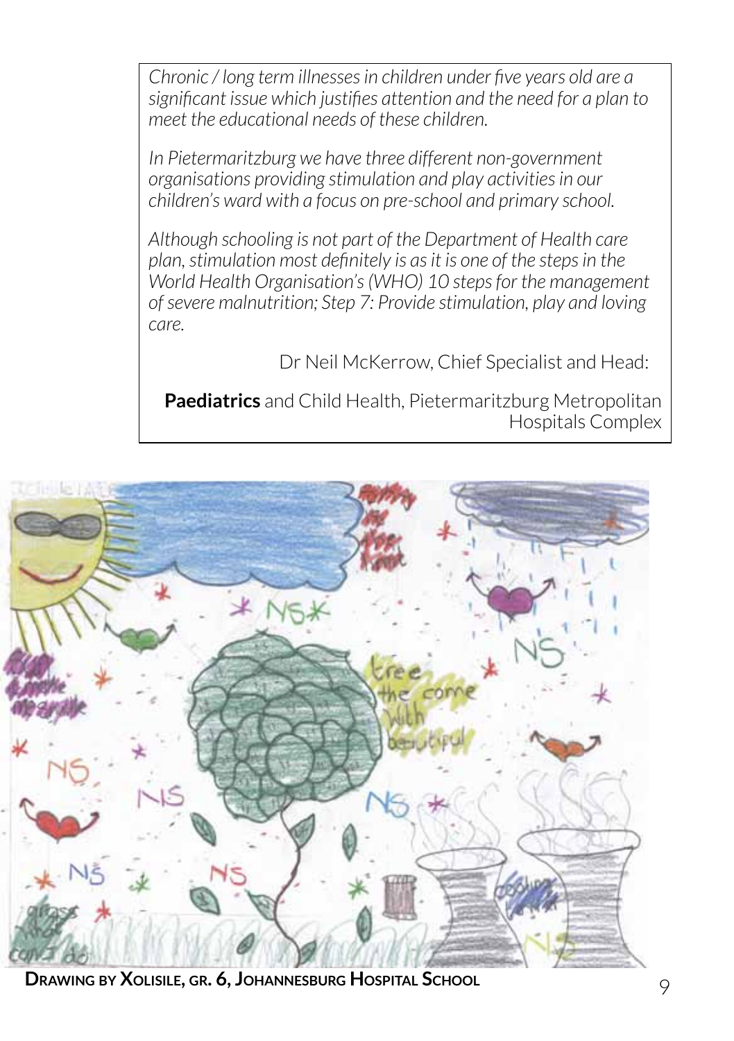*Chronic / long term illnesses in children under five years old are a significant issue which justifies attention and the need for a plan to meet the educational needs of these children.*

*In Pietermaritzburg we have three different non-government organisations providing stimulation and play activities in our children's ward with a focus on pre-school and primary school.*

*Although schooling is not part of the Department of Health care plan, stimulation most definitely is as it is one of the steps in the World Health Organisation's (WHO) 10 steps for the management of severe malnutrition; Step 7: Provide stimulation, play and loving care.*

Dr Neil McKerrow, Chief Specialist and Head:

**Paediatrics** and Child Health, Pietermaritzburg Metropolitan Hospitals Complex

**Drawing by Xolisile, gr. 6, Johannesburg Hospital School**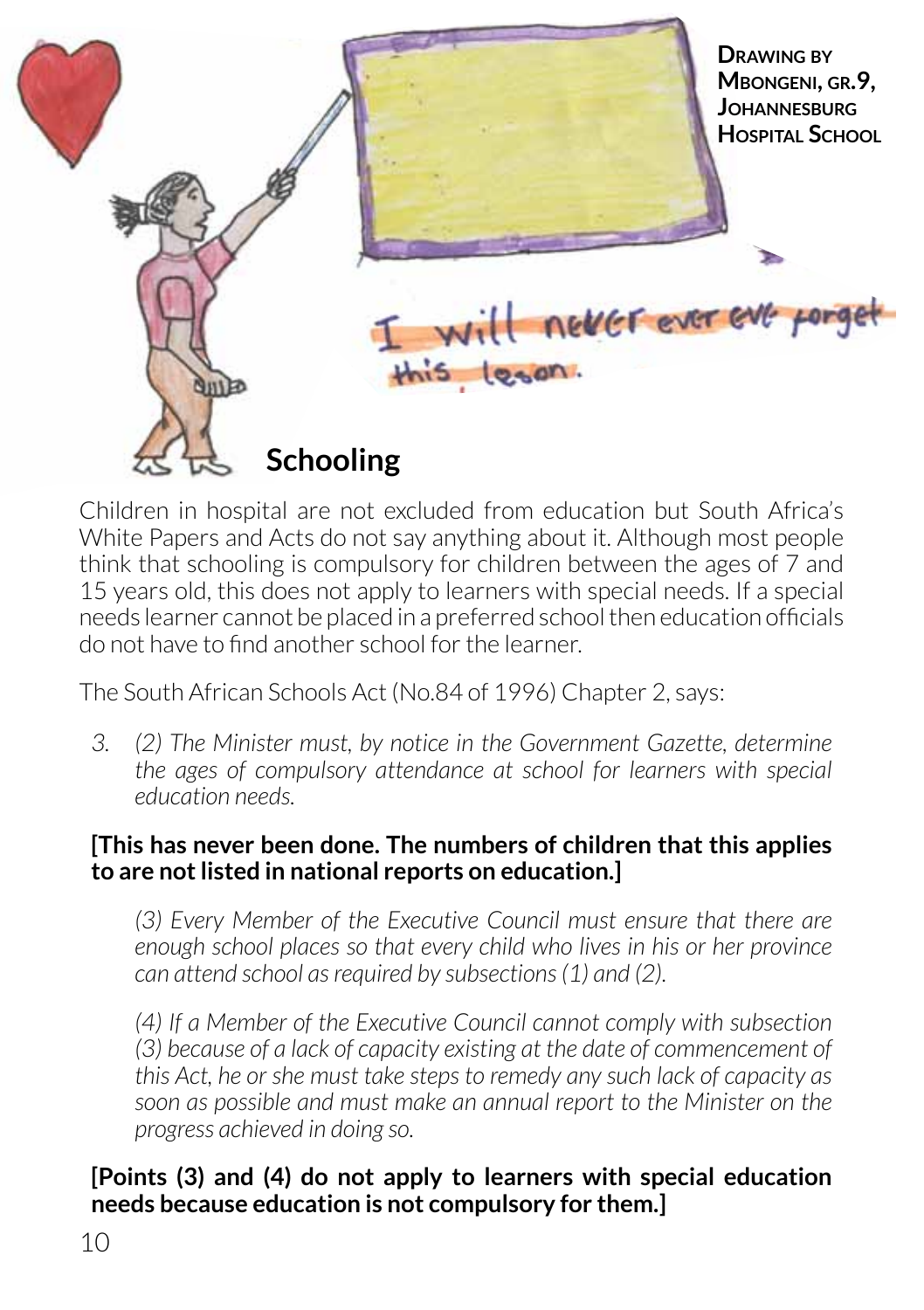**Drawing by Mbongeni, gr.9, Johannesburg Hospital School**

## Schooling

Children in hospital are not excluded from education but South Africa's White Papers and Acts do not say anything about it. Although most people think that schooling is compulsory for children between the ages of 7 and 15 years old, this does not apply to learners with special needs. If a special needs learner cannot be placed in a preferred school then education officials do not have to find another school for the learner.

The South African Schools Act (No.84 of 1996) Chapter 2, says:

> *3. (2) The Minister must, by notice in the Government Gazette, determine the ages of compulsory attendance at school for learners with special education needs.*

**[This has never been done. The numbers of children that this applies to are not listed in national reports on education.]**

> *(3) Every Member of the Executive Council must ensure that there are enough school places so that every child who lives in his or her province can attend school as required by subsections (1) and (2).*
>
> *(4) If a Member of the Executive Council cannot comply with subsection (3) because of a lack of capacity existing at the date of commencement of this Act, he or she must take steps to remedy any such lack of capacity as soon as possible and must make an annual report to the Minister on the progress achieved in doing so.*

**[Points (3) and (4) do not apply to learners with special education needs because education is not compulsory for them.]**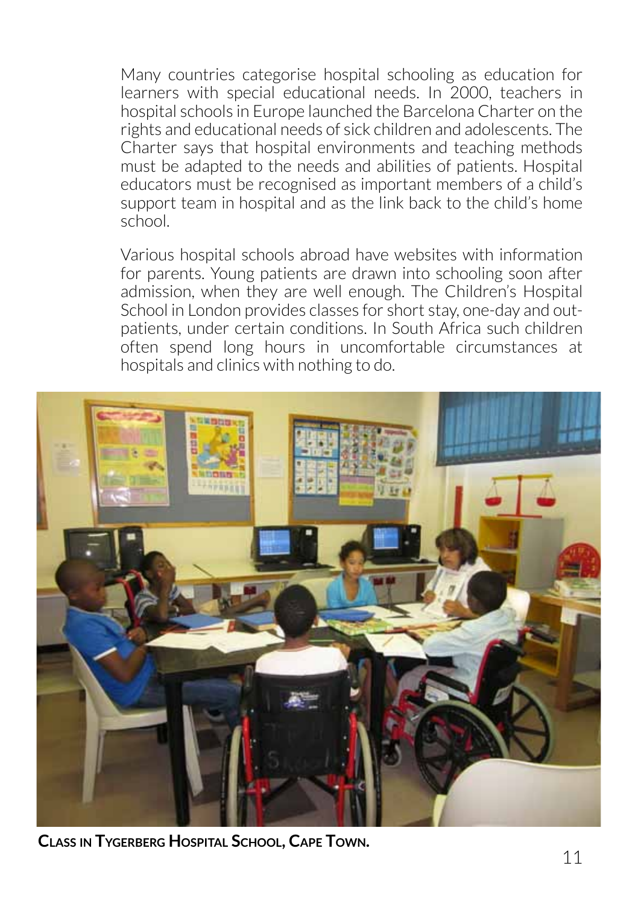Many countries categorise hospital schooling as education for learners with special educational needs. In 2000, teachers in hospital schools in Europe launched the Barcelona Charter on the rights and educational needs of sick children and adolescents. The Charter says that hospital environments and teaching methods must be adapted to the needs and abilities of patients. Hospital educators must be recognised as important members of a child's support team in hospital and as the link back to the child's home school.

Various hospital schools abroad have websites with information for parents. Young patients are drawn into schooling soon after admission, when they are well enough. The Children's Hospital School in London provides classes for short stay, one-day and out-patients, under certain conditions. In South Africa such children often spend long hours in uncomfortable circumstances at hospitals and clinics with nothing to do.

**Class in Tygerberg Hospital School, Cape Town.**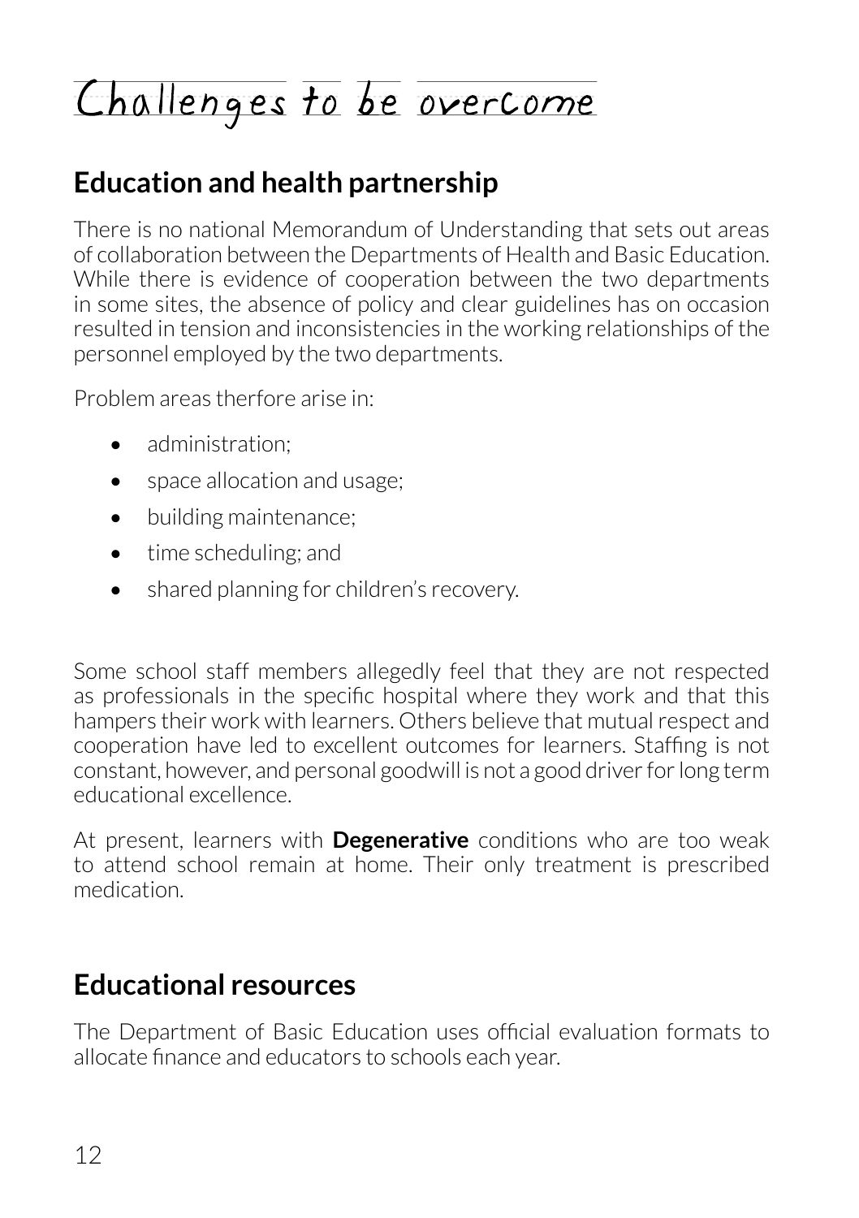# Challenges to be overcome

## Education and health partnership

There is no national Memorandum of Understanding that sets out areas of collaboration between the Departments of Health and Basic Education. While there is evidence of cooperation between the two departments in some sites, the absence of policy and clear guidelines has on occasion resulted in tension and inconsistencies in the working relationships of the personnel employed by the two departments.

Problem areas therfore arise in:

- administration;
- space allocation and usage;
- building maintenance;
- time scheduling; and
- shared planning for children's recovery.

Some school staff members allegedly feel that they are not respected as professionals in the specific hospital where they work and that this hampers their work with learners. Others believe that mutual respect and cooperation have led to excellent outcomes for learners. Staffing is not constant, however, and personal goodwill is not a good driver for long term educational excellence.

At present, learners with **Degenerative** conditions who are too weak to attend school remain at home. Their only treatment is prescribed medication.

## Educational resources

The Department of Basic Education uses official evaluation formats to allocate finance and educators to schools each year.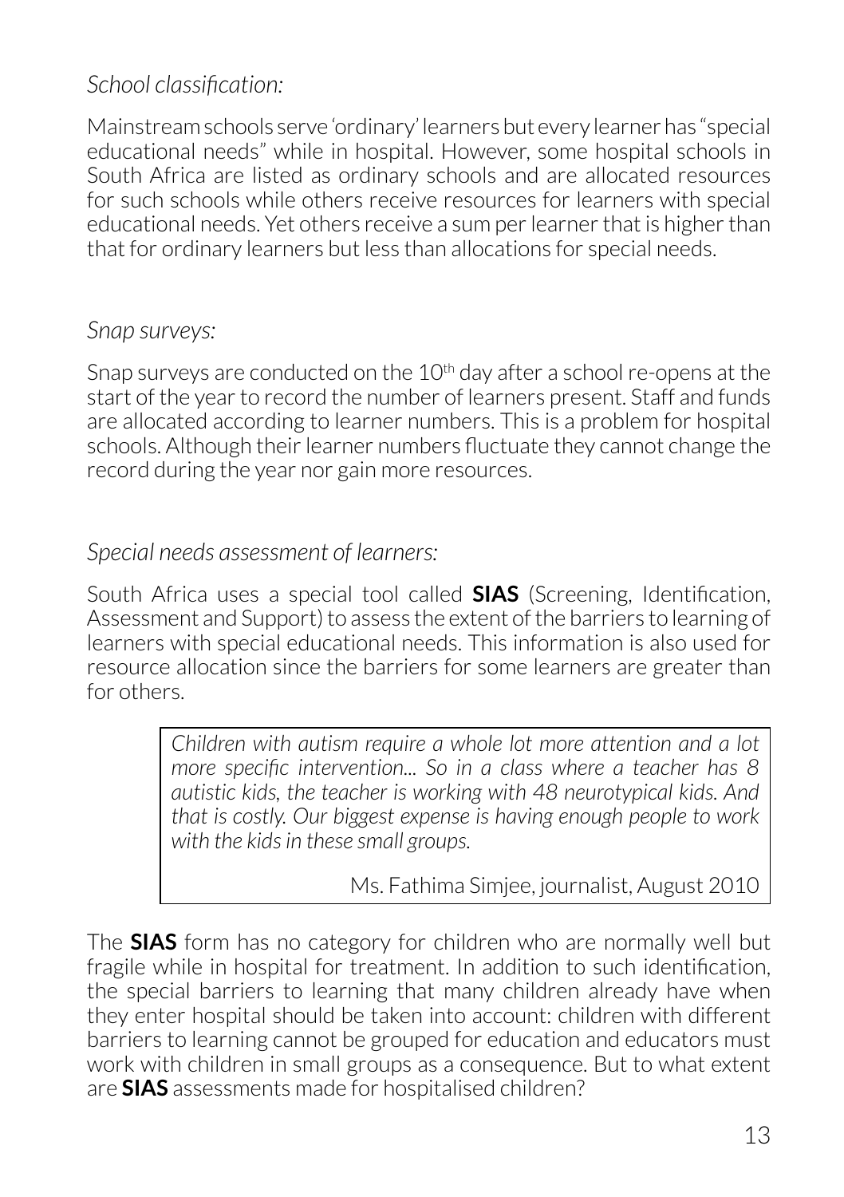*School classification:*

Mainstream schools serve 'ordinary' learners but every learner has "special educational needs" while in hospital. However, some hospital schools in South Africa are listed as ordinary schools and are allocated resources for such schools while others receive resources for learners with special educational needs. Yet others receive a sum per learner that is higher than that for ordinary learners but less than allocations for special needs.

*Snap surveys:*

Snap surveys are conducted on the 10th day after a school re-opens at the start of the year to record the number of learners present. Staff and funds are allocated according to learner numbers. This is a problem for hospital schools. Although their learner numbers fluctuate they cannot change the record during the year nor gain more resources.

*Special needs assessment of learners:*

South Africa uses a special tool called **SIAS** (Screening, Identification, Assessment and Support) to assess the extent of the barriers to learning of learners with special educational needs. This information is also used for resource allocation since the barriers for some learners are greater than for others.

> *Children with autism require a whole lot more attention and a lot more specific intervention... So in a class where a teacher has 8 autistic kids, the teacher is working with 48 neurotypical kids. And that is costly. Our biggest expense is having enough people to work with the kids in these small groups.*
>
> Ms. Fathima Simjee, journalist, August 2010

The **SIAS** form has no category for children who are normally well but fragile while in hospital for treatment. In addition to such identification, the special barriers to learning that many children already have when they enter hospital should be taken into account: children with different barriers to learning cannot be grouped for education and educators must work with children in small groups as a consequence. But to what extent are **SIAS** assessments made for hospitalised children?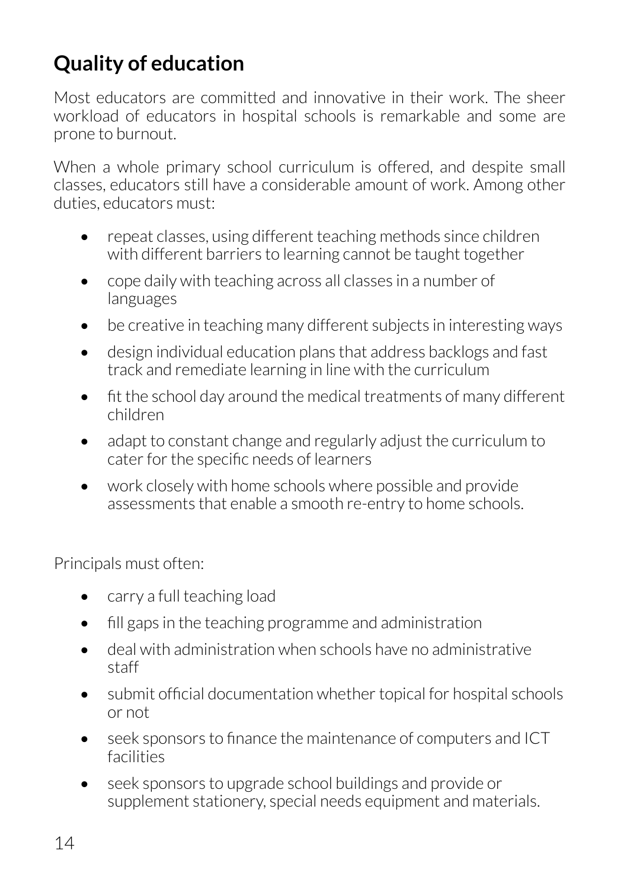## Quality of education

Most educators are committed and innovative in their work. The sheer workload of educators in hospital schools is remarkable and some are prone to burnout.

When a whole primary school curriculum is offered, and despite small classes, educators still have a considerable amount of work. Among other duties, educators must:

- repeat classes, using different teaching methods since children with different barriers to learning cannot be taught together
- cope daily with teaching across all classes in a number of languages
- be creative in teaching many different subjects in interesting ways
- design individual education plans that address backlogs and fast track and remediate learning in line with the curriculum
- fit the school day around the medical treatments of many different children
- adapt to constant change and regularly adjust the curriculum to cater for the specific needs of learners
- work closely with home schools where possible and provide assessments that enable a smooth re-entry to home schools.

Principals must often:

- carry a full teaching load
- fill gaps in the teaching programme and administration
- deal with administration when schools have no administrative staff
- submit official documentation whether topical for hospital schools or not
- seek sponsors to finance the maintenance of computers and ICT facilities
- seek sponsors to upgrade school buildings and provide or supplement stationery, special needs equipment and materials.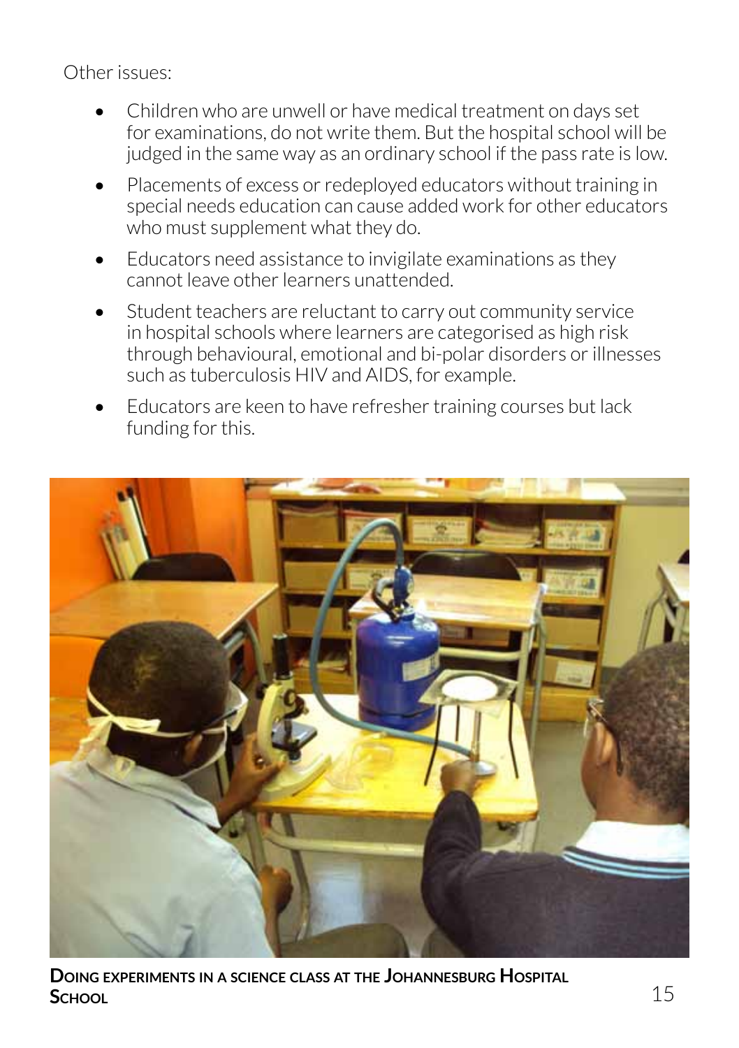Other issues:

- Children who are unwell or have medical treatment on days set for examinations, do not write them. But the hospital school will be judged in the same way as an ordinary school if the pass rate is low.
- Placements of excess or redeployed educators without training in special needs education can cause added work for other educators who must supplement what they do.
- Educators need assistance to invigilate examinations as they cannot leave other learners unattended.
- Student teachers are reluctant to carry out community service in hospital schools where learners are categorised as high risk through behavioural, emotional and bi-polar disorders or illnesses such as tuberculosis HIV and AIDS, for example.
- Educators are keen to have refresher training courses but lack funding for this.

**Doing experiments in a science class at the Johannesburg Hospital School**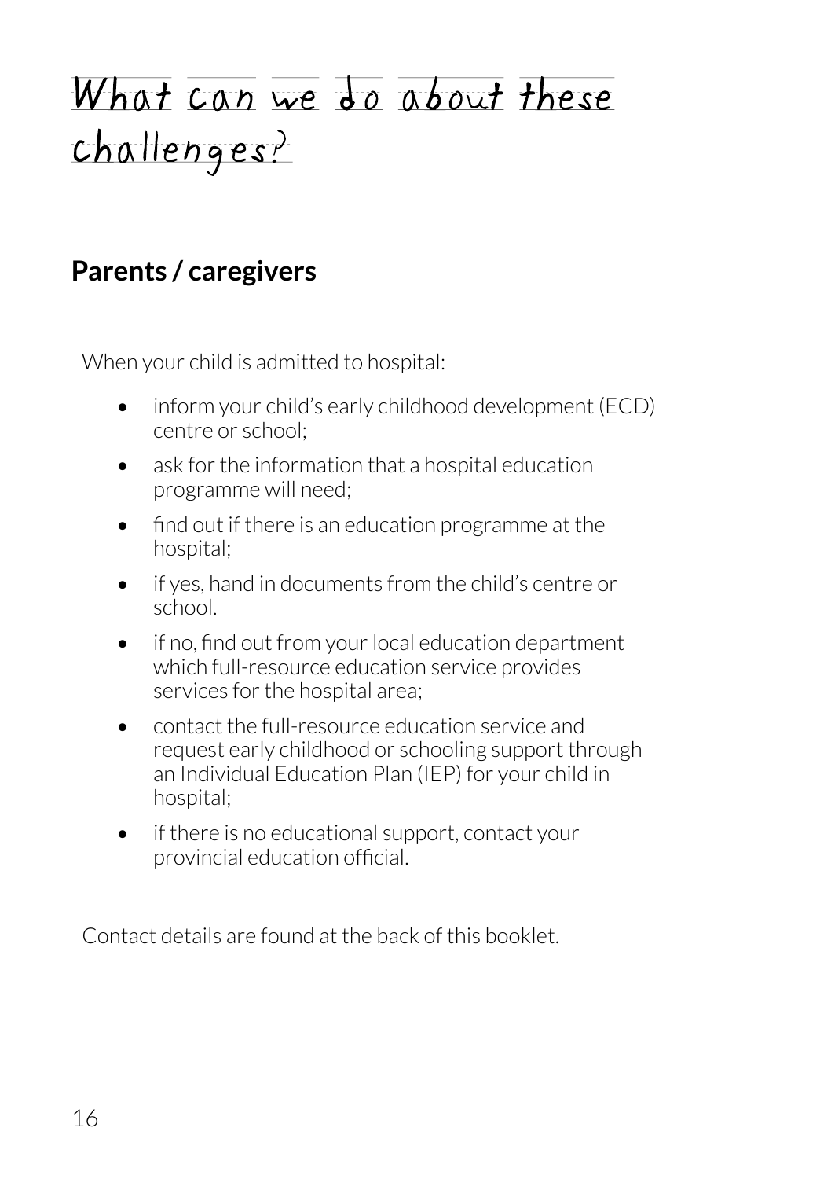# What can we do about these challenges?

## Parents / caregivers

When your child is admitted to hospital:

- inform your child's early childhood development (ECD) centre or school;
- ask for the information that a hospital education programme will need;
- find out if there is an education programme at the hospital;
- if yes, hand in documents from the child's centre or school.
- if no, find out from your local education department which full-resource education service provides services for the hospital area;
- contact the full-resource education service and request early childhood or schooling support through an Individual Education Plan (IEP) for your child in hospital;
- if there is no educational support, contact your provincial education official.

Contact details are found at the back of this booklet.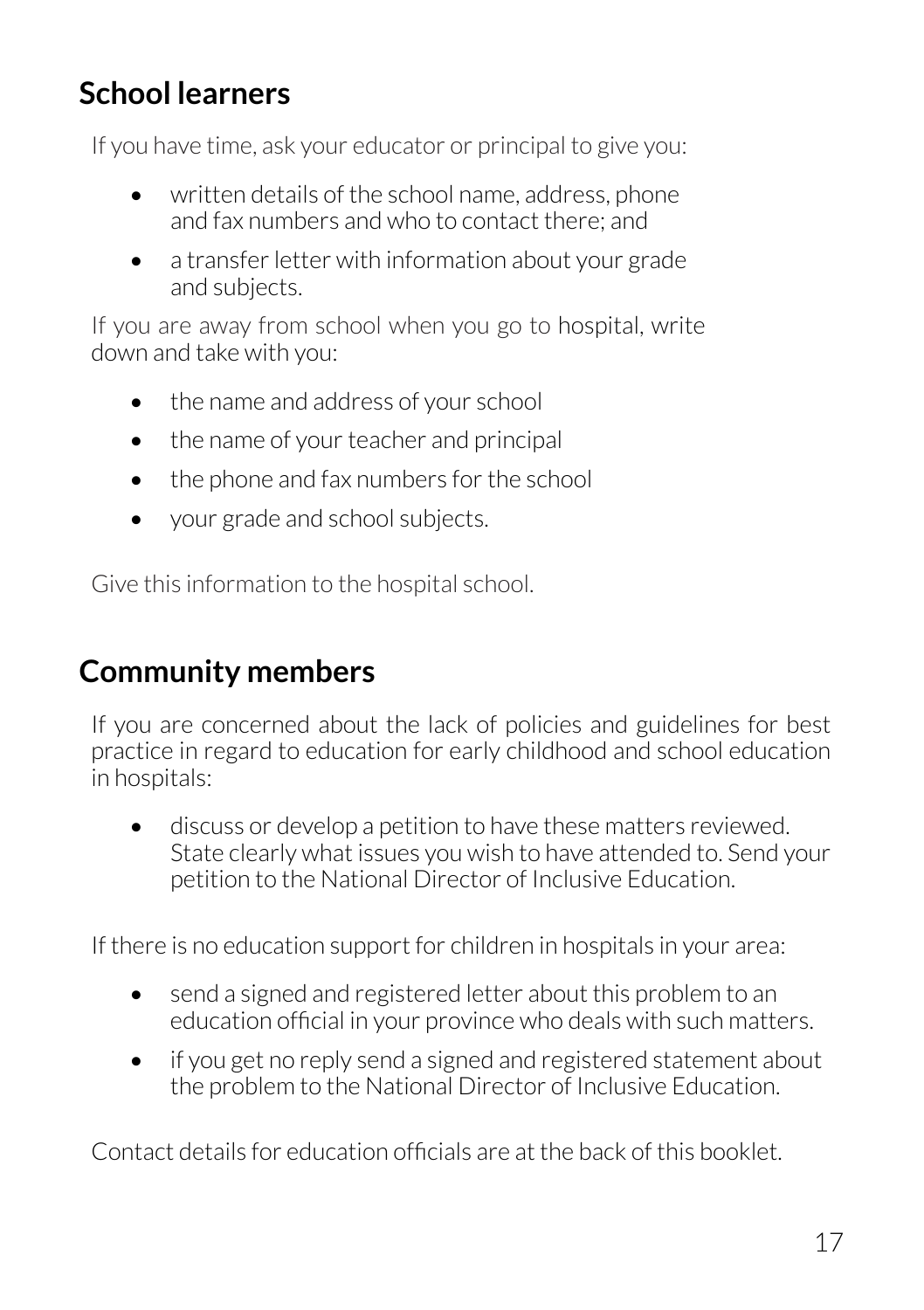## School learners

If you have time, ask your educator or principal to give you:

- written details of the school name, address, phone and fax numbers and who to contact there; and
- a transfer letter with information about your grade and subjects.

If you are away from school when you go to hospital, write down and take with you:

- the name and address of your school
- the name of your teacher and principal
- the phone and fax numbers for the school
- your grade and school subjects.

Give this information to the hospital school.

## Community members

If you are concerned about the lack of policies and guidelines for best practice in regard to education for early childhood and school education in hospitals:

- discuss or develop a petition to have these matters reviewed. State clearly what issues you wish to have attended to. Send your petition to the National Director of Inclusive Education.

If there is no education support for children in hospitals in your area:

- send a signed and registered letter about this problem to an education official in your province who deals with such matters.
- if you get no reply send a signed and registered statement about the problem to the National Director of Inclusive Education.

Contact details for education officials are at the back of this booklet.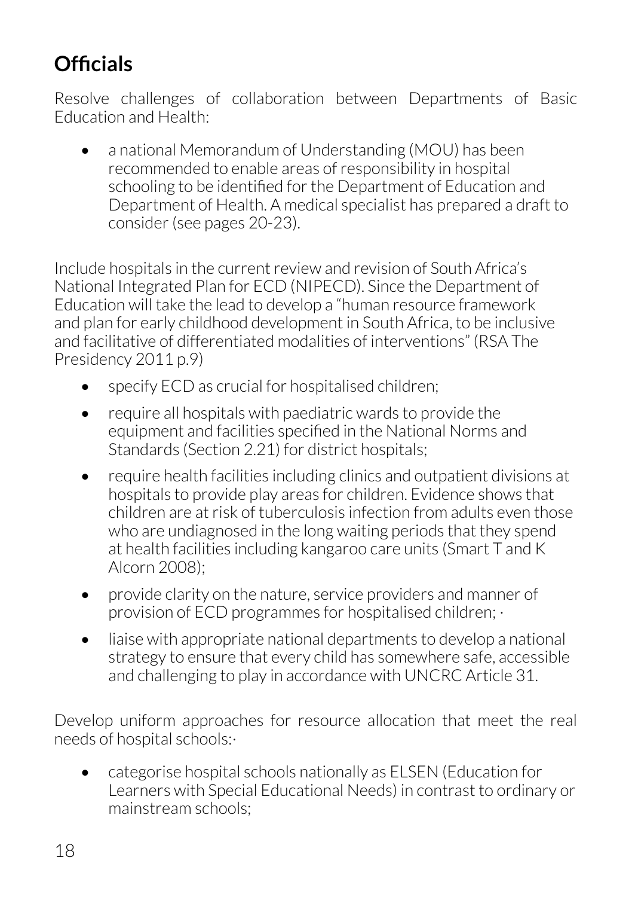## Officials

Resolve challenges of collaboration between Departments of Basic Education and Health:

- a national Memorandum of Understanding (MOU) has been recommended to enable areas of responsibility in hospital schooling to be identified for the Department of Education and Department of Health. A medical specialist has prepared a draft to consider (see pages 20-23).

Include hospitals in the current review and revision of South Africa's National Integrated Plan for ECD (NIPECD). Since the Department of Education will take the lead to develop a "human resource framework and plan for early childhood development in South Africa, to be inclusive and facilitative of differentiated modalities of interventions" (RSA The Presidency 2011 p.9)

- specify ECD as crucial for hospitalised children;
- require all hospitals with paediatric wards to provide the equipment and facilities specified in the National Norms and Standards (Section 2.21) for district hospitals;
- require health facilities including clinics and outpatient divisions at hospitals to provide play areas for children. Evidence shows that children are at risk of tuberculosis infection from adults even those who are undiagnosed in the long waiting periods that they spend at health facilities including kangaroo care units (Smart T and K Alcorn 2008);
- provide clarity on the nature, service providers and manner of provision of ECD programmes for hospitalised children; ·
- liaise with appropriate national departments to develop a national strategy to ensure that every child has somewhere safe, accessible and challenging to play in accordance with UNCRC Article 31.

Develop uniform approaches for resource allocation that meet the real needs of hospital schools:·

- categorise hospital schools nationally as ELSEN (Education for Learners with Special Educational Needs) in contrast to ordinary or mainstream schools;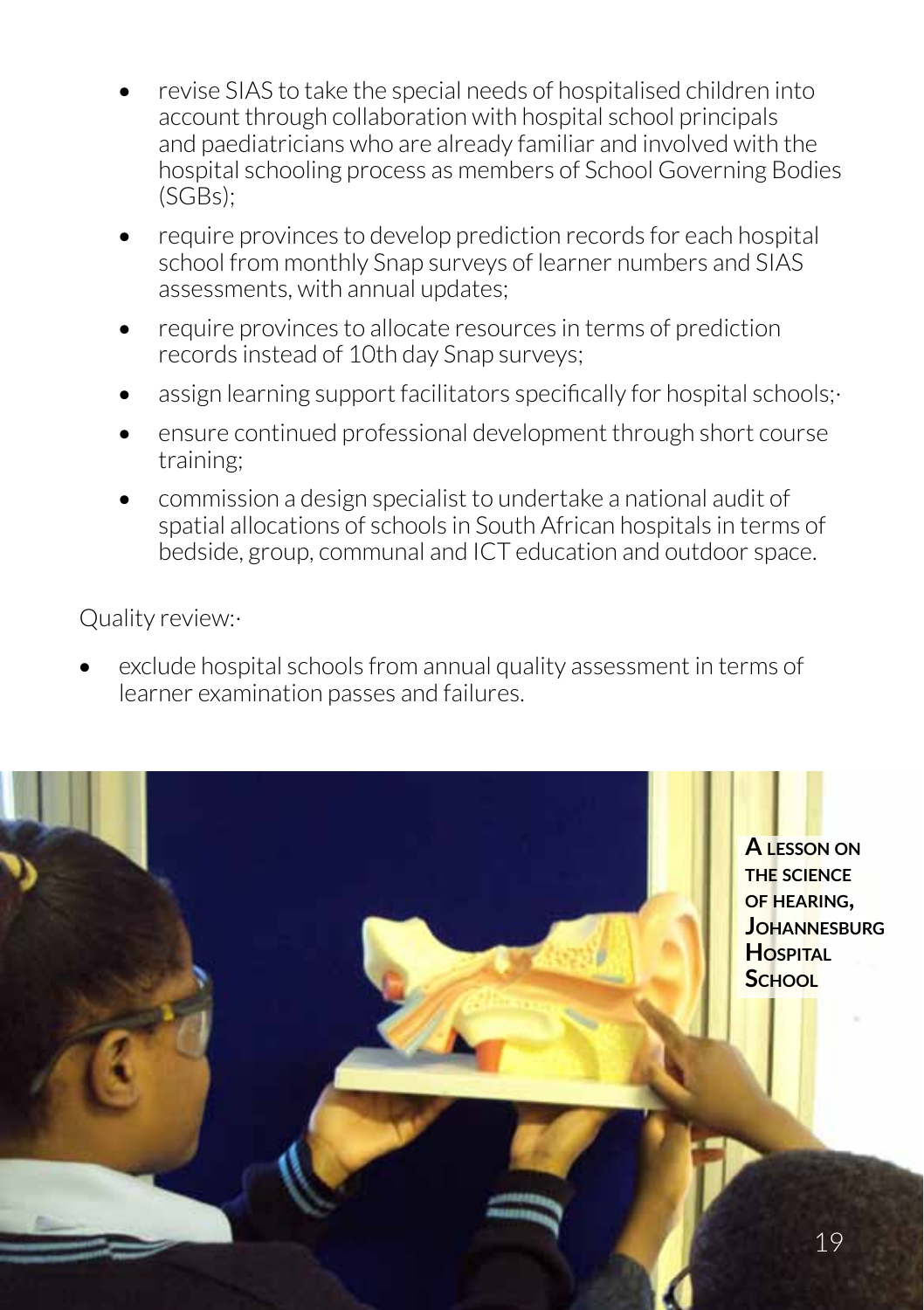- revise SIAS to take the special needs of hospitalised children into account through collaboration with hospital school principals and paediatricians who are already familiar and involved with the hospital schooling process as members of School Governing Bodies (SGBs);
- require provinces to develop prediction records for each hospital school from monthly Snap surveys of learner numbers and SIAS assessments, with annual updates;
- require provinces to allocate resources in terms of prediction records instead of 10th day Snap surveys;
- assign learning support facilitators specifically for hospital schools;·
- ensure continued professional development through short course training;
- commission a design specialist to undertake a national audit of spatial allocations of schools in South African hospitals in terms of bedside, group, communal and ICT education and outdoor space.

Quality review:·

- exclude hospital schools from annual quality assessment in terms of learner examination passes and failures.

**A lesson on the science of hearing, Johannesburg Hospital School**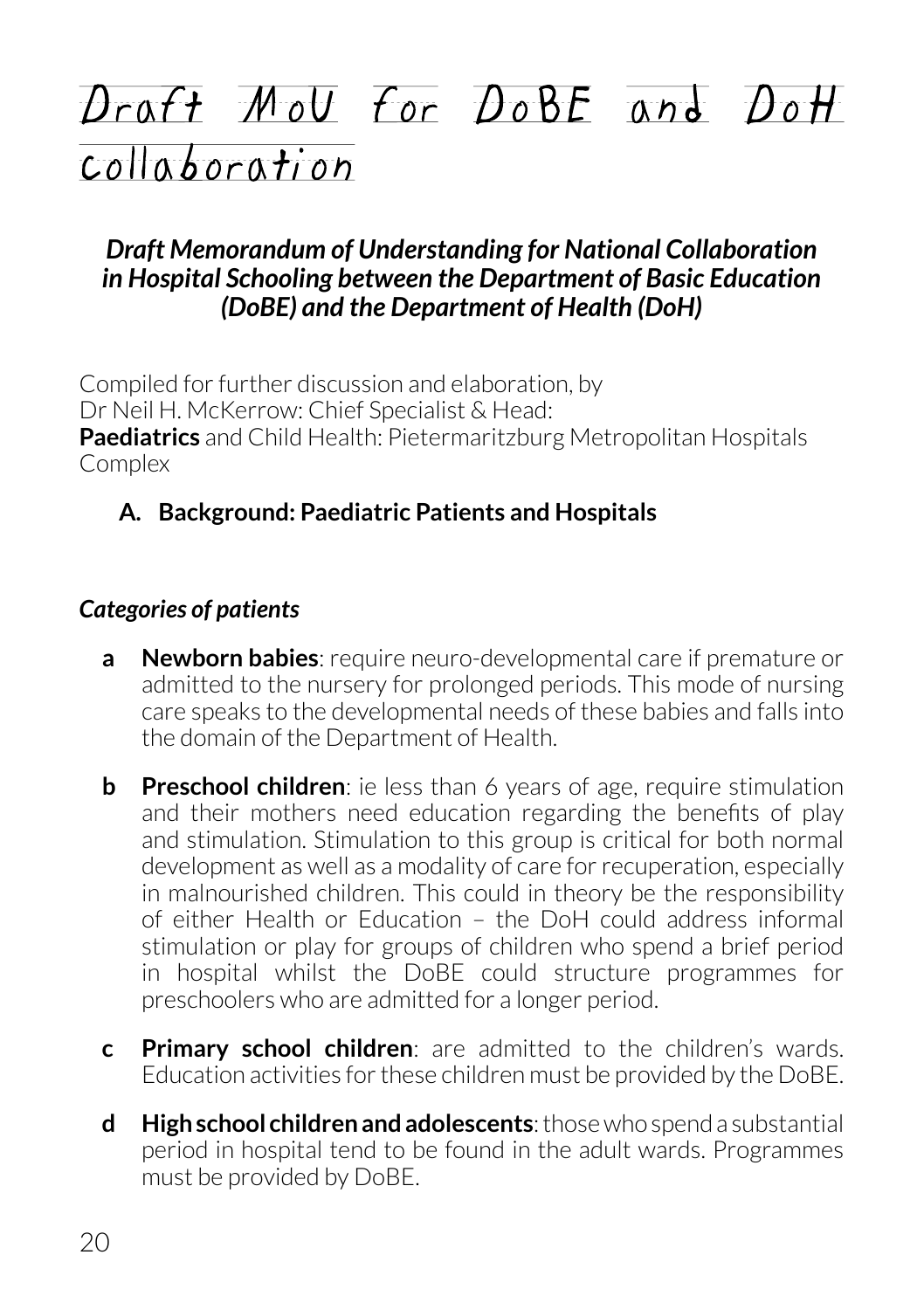# Draft MoU for DoBE and DoH collaboration

***Draft Memorandum of Understanding for National Collaboration in Hospital Schooling between the Department of Basic Education (DoBE) and the Department of Health (DoH)***

Compiled for further discussion and elaboration, by
Dr Neil H. McKerrow: Chief Specialist & Head:
**Paediatrics** and Child Health: Pietermaritzburg Metropolitan Hospitals Complex

## A. Background: Paediatric Patients and Hospitals

### *Categories of patients*

**a** **Newborn babies**: require neuro-developmental care if premature or admitted to the nursery for prolonged periods. This mode of nursing care speaks to the developmental needs of these babies and falls into the domain of the Department of Health.

**b** **Preschool children**: ie less than 6 years of age, require stimulation and their mothers need education regarding the benefits of play and stimulation. Stimulation to this group is critical for both normal development as well as a modality of care for recuperation, especially in malnourished children. This could in theory be the responsibility of either Health or Education – the DoH could address informal stimulation or play for groups of children who spend a brief period in hospital whilst the DoBE could structure programmes for preschoolers who are admitted for a longer period.

**c** **Primary school children**: are admitted to the children's wards. Education activities for these children must be provided by the DoBE.

**d** **High school children and adolescents**: those who spend a substantial period in hospital tend to be found in the adult wards. Programmes must be provided by DoBE.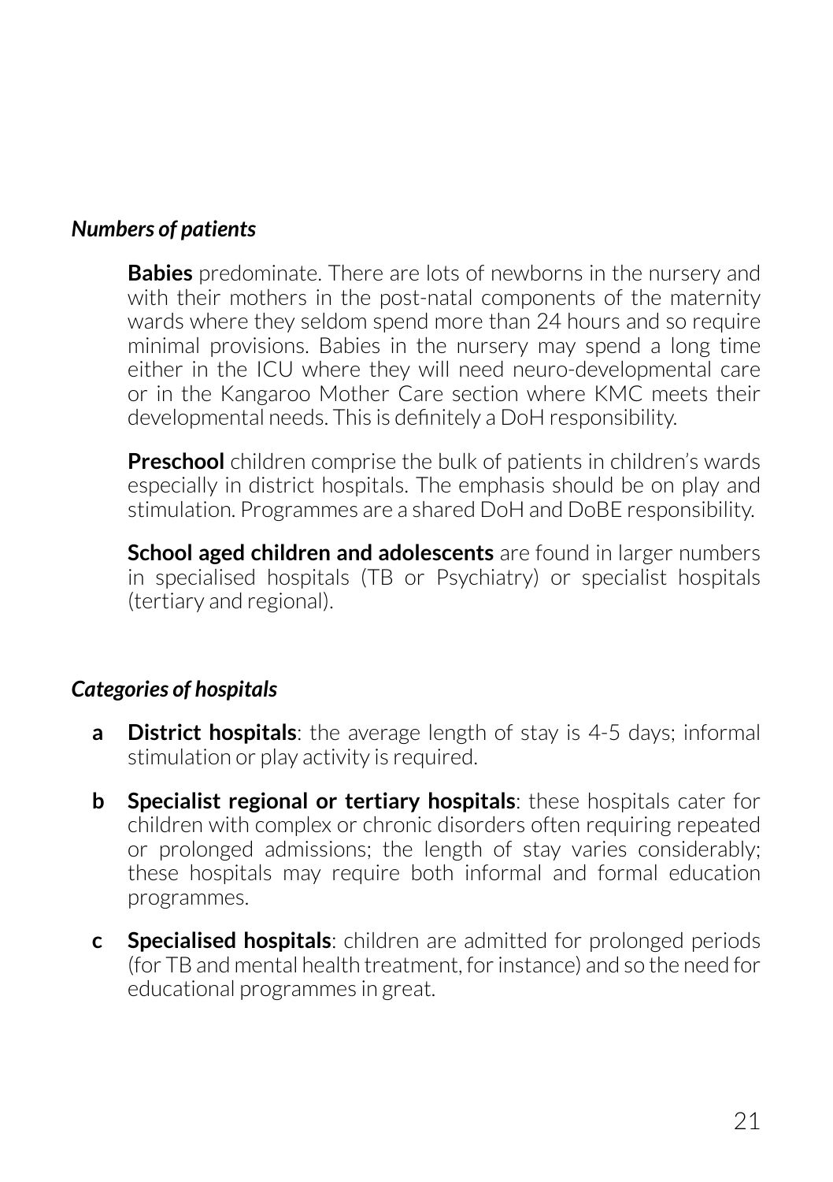### *Numbers of patients*

**Babies** predominate. There are lots of newborns in the nursery and with their mothers in the post-natal components of the maternity wards where they seldom spend more than 24 hours and so require minimal provisions. Babies in the nursery may spend a long time either in the ICU where they will need neuro-developmental care or in the Kangaroo Mother Care section where KMC meets their developmental needs. This is definitely a DoH responsibility.

**Preschool** children comprise the bulk of patients in children's wards especially in district hospitals. The emphasis should be on play and stimulation. Programmes are a shared DoH and DoBE responsibility.

**School aged children and adolescents** are found in larger numbers in specialised hospitals (TB or Psychiatry) or specialist hospitals (tertiary and regional).

### *Categories of hospitals*

- **a** **District hospitals**: the average length of stay is 4-5 days; informal stimulation or play activity is required.
- **b** **Specialist regional or tertiary hospitals**: these hospitals cater for children with complex or chronic disorders often requiring repeated or prolonged admissions; the length of stay varies considerably; these hospitals may require both informal and formal education programmes.
- **c** **Specialised hospitals**: children are admitted for prolonged periods (for TB and mental health treatment, for instance) and so the need for educational programmes in great.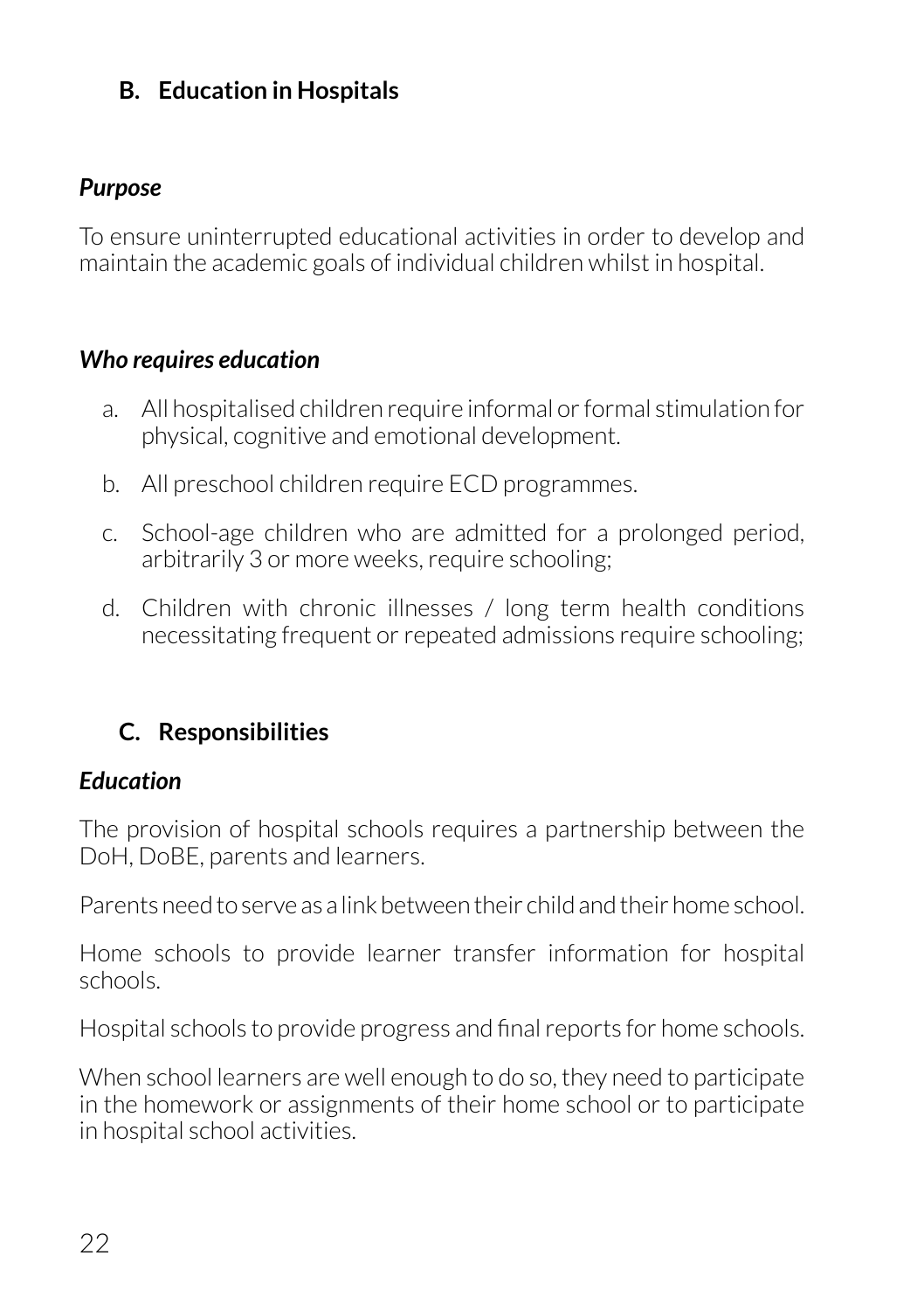## B. Education in Hospitals

### *Purpose*

To ensure uninterrupted educational activities in order to develop and maintain the academic goals of individual children whilst in hospital.

### *Who requires education*

a. All hospitalised children require informal or formal stimulation for physical, cognitive and emotional development.

b. All preschool children require ECD programmes.

c. School-age children who are admitted for a prolonged period, arbitrarily 3 or more weeks, require schooling;

d. Children with chronic illnesses / long term health conditions necessitating frequent or repeated admissions require schooling;

## C. Responsibilities

### *Education*

The provision of hospital schools requires a partnership between the DoH, DoBE, parents and learners.

Parents need to serve as a link between their child and their home school.

Home schools to provide learner transfer information for hospital schools.

Hospital schools to provide progress and final reports for home schools.

When school learners are well enough to do so, they need to participate in the homework or assignments of their home school or to participate in hospital school activities.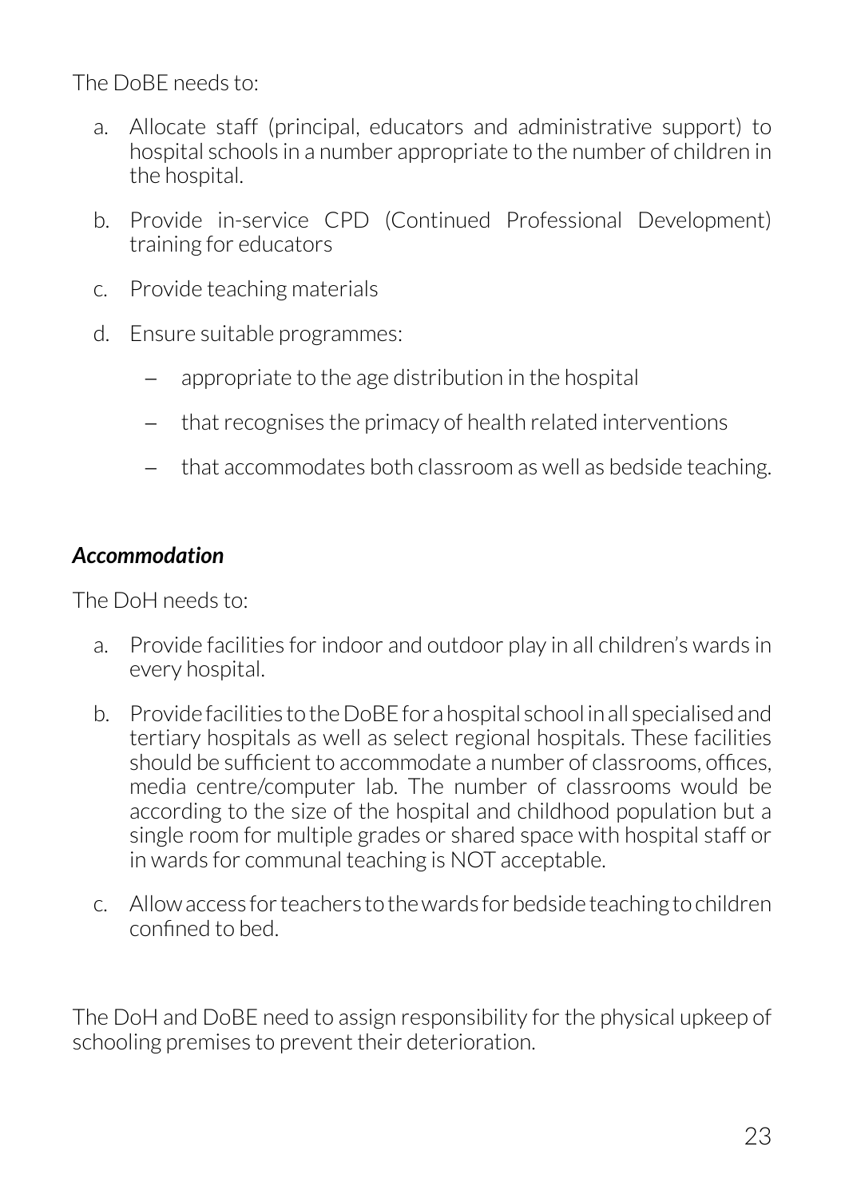The DoBE needs to:

a. Allocate staff (principal, educators and administrative support) to hospital schools in a number appropriate to the number of children in the hospital.

b. Provide in-service CPD (Continued Professional Development) training for educators

c. Provide teaching materials

d. Ensure suitable programmes:

   – appropriate to the age distribution in the hospital

   – that recognises the primacy of health related interventions

   – that accommodates both classroom as well as bedside teaching.

### *Accommodation*

The DoH needs to:

a. Provide facilities for indoor and outdoor play in all children's wards in every hospital.

b. Provide facilities to the DoBE for a hospital school in all specialised and tertiary hospitals as well as select regional hospitals. These facilities should be sufficient to accommodate a number of classrooms, offices, media centre/computer lab. The number of classrooms would be according to the size of the hospital and childhood population but a single room for multiple grades or shared space with hospital staff or in wards for communal teaching is NOT acceptable.

c. Allow access for teachers to the wards for bedside teaching to children confined to bed.

The DoH and DoBE need to assign responsibility for the physical upkeep of schooling premises to prevent their deterioration.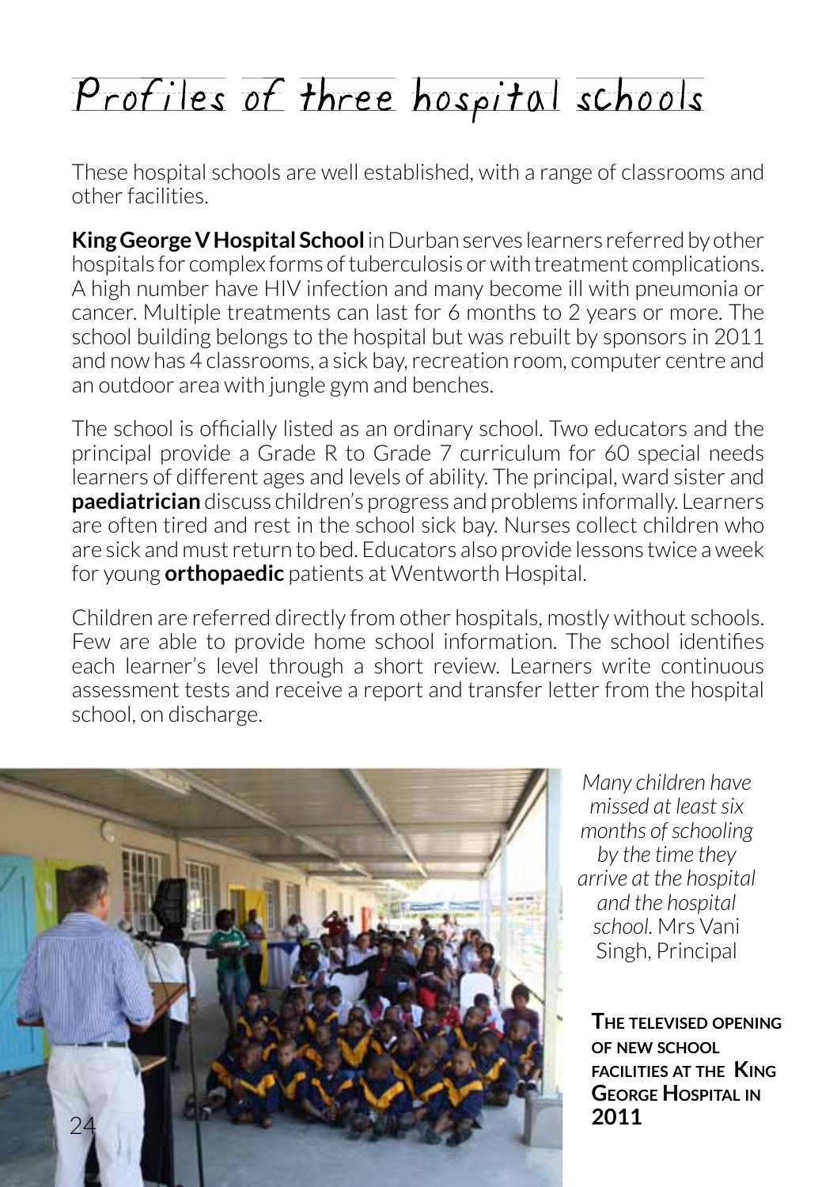# Profiles of three hospital schools

These hospital schools are well established, with a range of classrooms and other facilities.

**King George V Hospital School** in Durban serves learners referred by other hospitals for complex forms of tuberculosis or with treatment complications. A high number have HIV infection and many become ill with pneumonia or cancer. Multiple treatments can last for 6 months to 2 years or more. The school building belongs to the hospital but was rebuilt by sponsors in 2011 and now has 4 classrooms, a sick bay, recreation room, computer centre and an outdoor area with jungle gym and benches.

The school is officially listed as an ordinary school. Two educators and the principal provide a Grade R to Grade 7 curriculum for 60 special needs learners of different ages and levels of ability. The principal, ward sister and **paediatrician** discuss children's progress and problems informally. Learners are often tired and rest in the school sick bay. Nurses collect children who are sick and must return to bed. Educators also provide lessons twice a week for young **orthopaedic** patients at Wentworth Hospital.

Children are referred directly from other hospitals, mostly without schools. Few are able to provide home school information. The school identifies each learner's level through a short review. Learners write continuous assessment tests and receive a report and transfer letter from the hospital school, on discharge.

*Many children have missed at least six months of schooling by the time they arrive at the hospital and the hospital school.* Mrs Vani Singh, Principal

**The televised opening of new school facilities at the King George Hospital in 2011**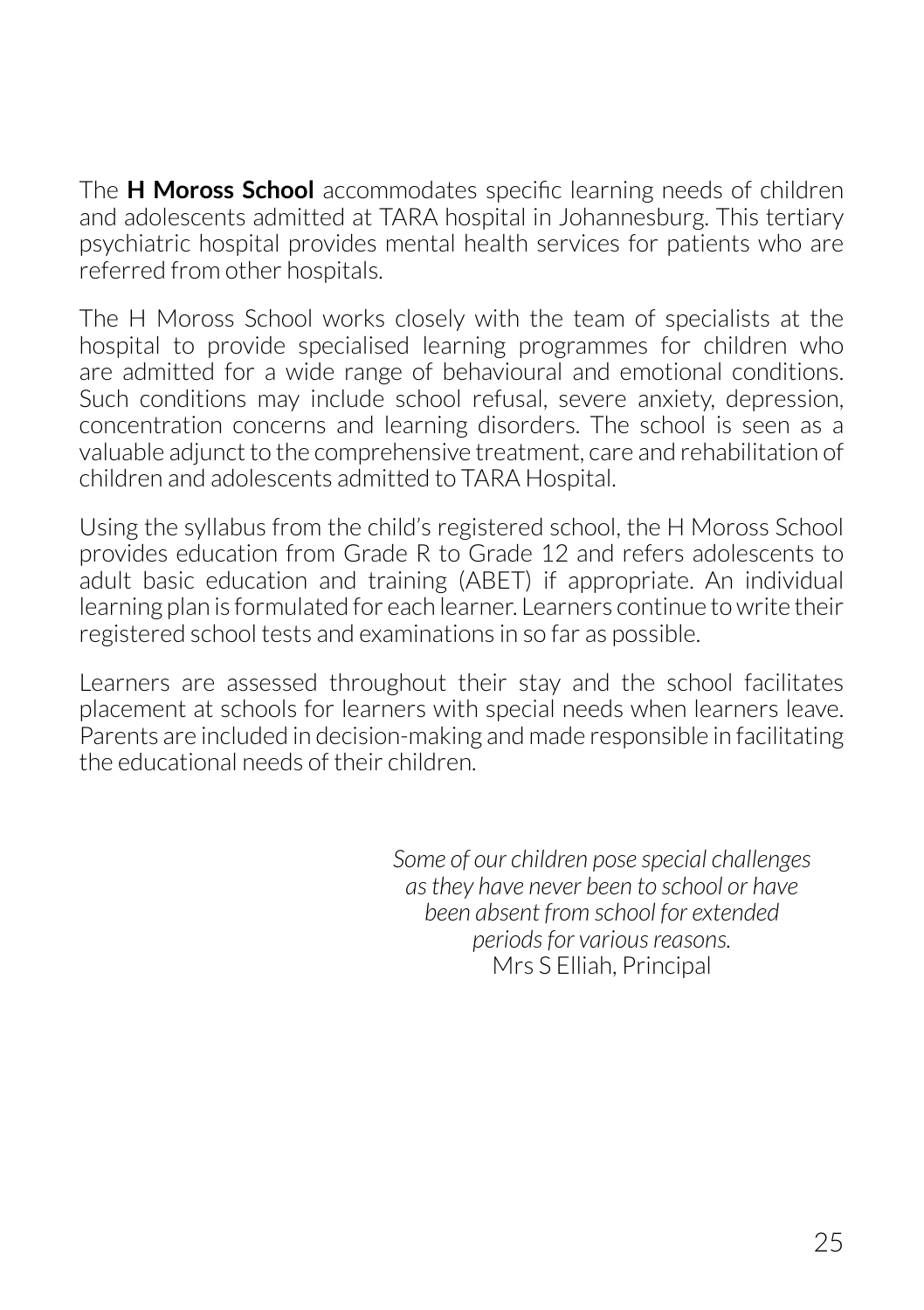The **H Moross School** accommodates specific learning needs of children and adolescents admitted at TARA hospital in Johannesburg. This tertiary psychiatric hospital provides mental health services for patients who are referred from other hospitals.

The H Moross School works closely with the team of specialists at the hospital to provide specialised learning programmes for children who are admitted for a wide range of behavioural and emotional conditions. Such conditions may include school refusal, severe anxiety, depression, concentration concerns and learning disorders. The school is seen as a valuable adjunct to the comprehensive treatment, care and rehabilitation of children and adolescents admitted to TARA Hospital.

Using the syllabus from the child's registered school, the H Moross School provides education from Grade R to Grade 12 and refers adolescents to adult basic education and training (ABET) if appropriate. An individual learning plan is formulated for each learner. Learners continue to write their registered school tests and examinations in so far as possible.

Learners are assessed throughout their stay and the school facilitates placement at schools for learners with special needs when learners leave. Parents are included in decision-making and made responsible in facilitating the educational needs of their children.

*Some of our children pose special challenges as they have never been to school or have been absent from school for extended periods for various reasons.*
Mrs S Elliah, Principal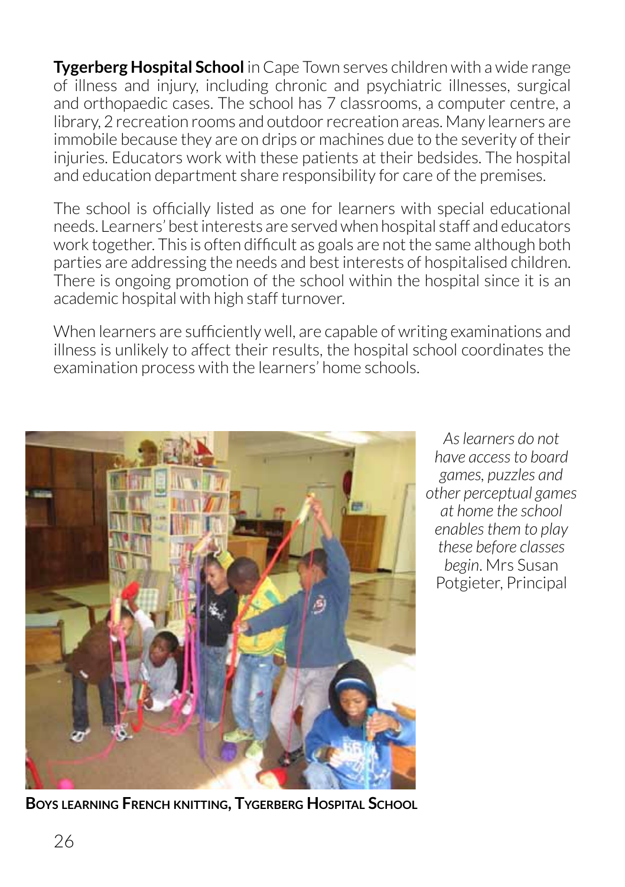**Tygerberg Hospital School** in Cape Town serves children with a wide range of illness and injury, including chronic and psychiatric illnesses, surgical and orthopaedic cases. The school has 7 classrooms, a computer centre, a library, 2 recreation rooms and outdoor recreation areas. Many learners are immobile because they are on drips or machines due to the severity of their injuries. Educators work with these patients at their bedsides. The hospital and education department share responsibility for care of the premises.

The school is officially listed as one for learners with special educational needs. Learners' best interests are served when hospital staff and educators work together. This is often difficult as goals are not the same although both parties are addressing the needs and best interests of hospitalised children. There is ongoing promotion of the school within the hospital since it is an academic hospital with high staff turnover.

When learners are sufficiently well, are capable of writing examinations and illness is unlikely to affect their results, the hospital school coordinates the examination process with the learners' home schools.

*As learners do not have access to board games, puzzles and other perceptual games at home the school enables them to play these before classes begin*. Mrs Susan Potgieter, Principal

**Boys learning French knitting, Tygerberg Hospital School**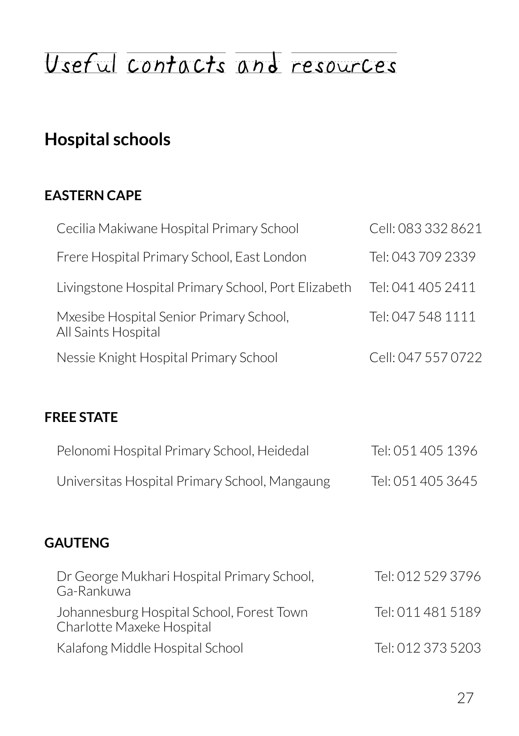# Useful contacts and resources

## Hospital schools

### EASTERN CAPE

| | |
|---|---|
| Cecilia Makiwane Hospital Primary School | Cell: 083 332 8621 |
| Frere Hospital Primary School, East London | Tel: 043 709 2339 |
| Livingstone Hospital Primary School, Port Elizabeth | Tel: 041 405 2411 |
| Mxesibe Hospital Senior Primary School, All Saints Hospital | Tel: 047 548 1111 |
| Nessie Knight Hospital Primary School | Cell: 047 557 0722 |

### FREE STATE

| | |
|---|---|
| Pelonomi Hospital Primary School, Heidedal | Tel: 051 405 1396 |
| Universitas Hospital Primary School, Mangaung | Tel: 051 405 3645 |

### GAUTENG

| | |
|---|---|
| Dr George Mukhari Hospital Primary School, Ga-Rankuwa | Tel: 012 529 3796 |
| Johannesburg Hospital School, Forest Town Charlotte Maxeke Hospital | Tel: 011 481 5189 |
| Kalafong Middle Hospital School | Tel: 012 373 5203 |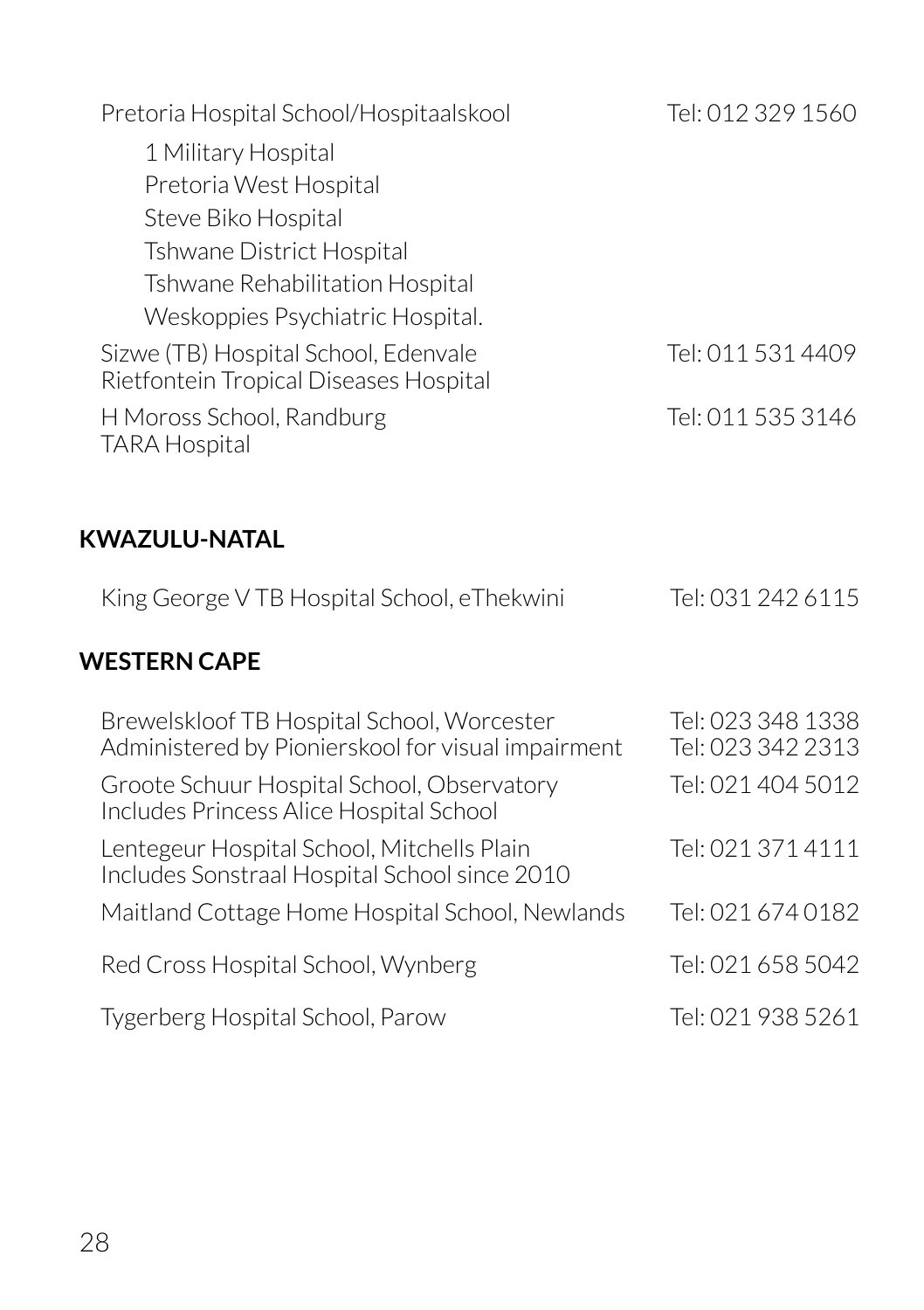Pretoria Hospital School/Hospitaalskool Tel: 012 329 1560

- 1 Military Hospital
- Pretoria West Hospital
- Steve Biko Hospital
- Tshwane District Hospital
- Tshwane Rehabilitation Hospital
- Weskoppies Psychiatric Hospital.

Sizwe (TB) Hospital School, Edenvale Tel: 011 531 4409
Rietfontein Tropical Diseases Hospital

H Moross School, Randburg Tel: 011 535 3146
TARA Hospital

## KWAZULU-NATAL

King George V TB Hospital School, eThekwini Tel: 031 242 6115

## WESTERN CAPE

Brewelskloof TB Hospital School, Worcester Tel: 023 348 1338
Administered by Pionierskool for visual impairment Tel: 023 342 2313

Groote Schuur Hospital School, Observatory Tel: 021 404 5012
Includes Princess Alice Hospital School

Lentegeur Hospital School, Mitchells Plain Tel: 021 371 4111
Includes Sonstraal Hospital School since 2010

Maitland Cottage Home Hospital School, Newlands Tel: 021 674 0182

Red Cross Hospital School, Wynberg Tel: 021 658 5042

Tygerberg Hospital School, Parow Tel: 021 938 5261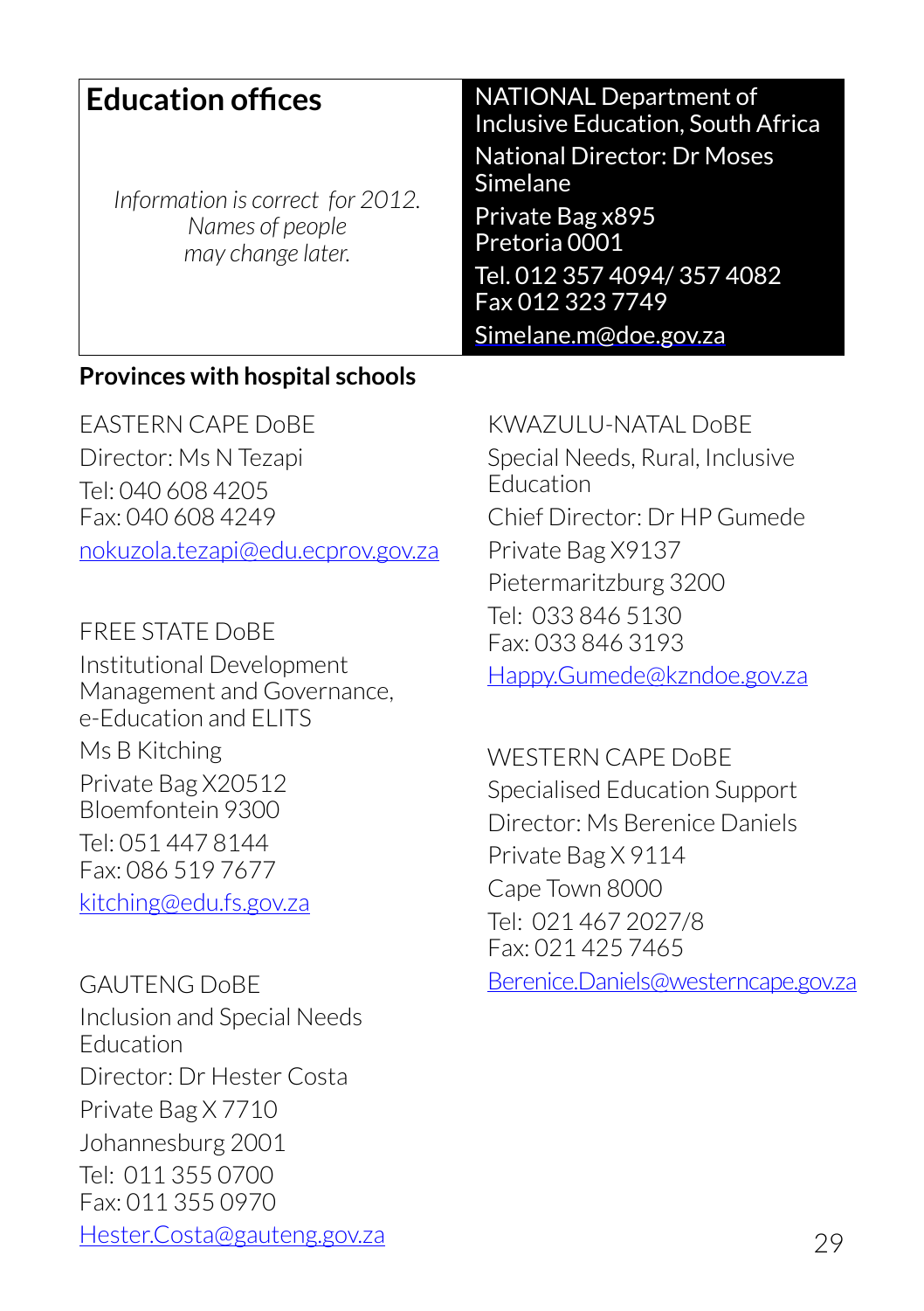## Education offices

*Information is correct for 2012. Names of people may change later.*

NATIONAL Department of Inclusive Education, South Africa
National Director: Dr Moses Simelane
Private Bag x895
Pretoria 0001
Tel. 012 357 4094/ 357 4082
Fax 012 323 7749
Simelane.m@doe.gov.za

**Provinces with hospital schools**

EASTERN CAPE DoBE
Director: Ms N Tezapi
Tel: 040 608 4205
Fax: 040 608 4249
nokuzola.tezapi@edu.ecprov.gov.za

FREE STATE DoBE
Institutional Development Management and Governance, e-Education and ELITS
Ms B Kitching
Private Bag X20512
Bloemfontein 9300
Tel: 051 447 8144
Fax: 086 519 7677
kitching@edu.fs.gov.za

GAUTENG DoBE
Inclusion and Special Needs Education
Director: Dr Hester Costa
Private Bag X 7710
Johannesburg 2001
Tel: 011 355 0700
Fax: 011 355 0970
Hester.Costa@gauteng.gov.za

KWAZULU-NATAL DoBE
Special Needs, Rural, Inclusive Education
Chief Director: Dr HP Gumede
Private Bag X9137
Pietermaritzburg 3200
Tel: 033 846 5130
Fax: 033 846 3193
Happy.Gumede@kzndoe.gov.za

WESTERN CAPE DoBE
Specialised Education Support
Director: Ms Berenice Daniels
Private Bag X 9114
Cape Town 8000
Tel: 021 467 2027/8
Fax: 021 425 7465
Berenice.Daniels@westerncape.gov.za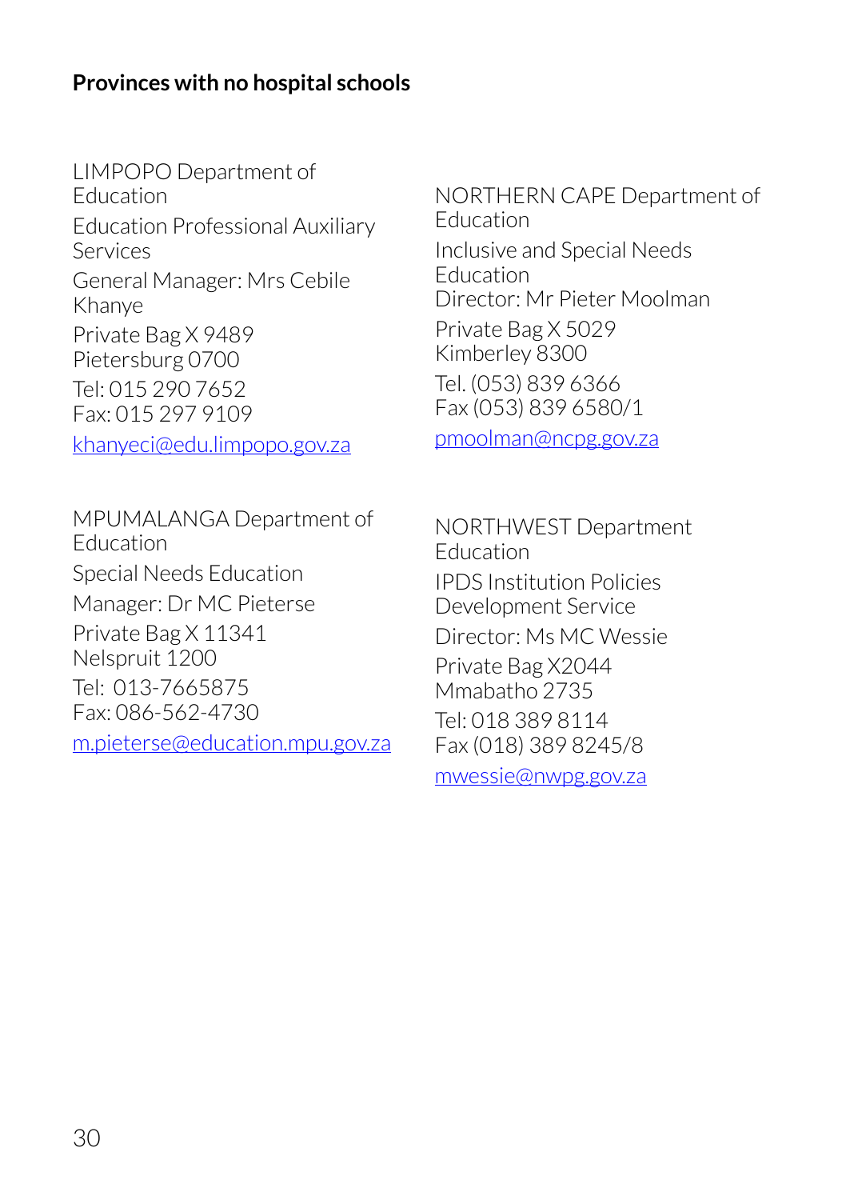## Provinces with no hospital schools

LIMPOPO Department of Education

Education Professional Auxiliary Services

General Manager: Mrs Cebile Khanye

Private Bag X 9489
Pietersburg 0700

Tel: 015 290 7652
Fax: 015 297 9109

khanyeci@edu.limpopo.gov.za

MPUMALANGA Department of Education

Special Needs Education

Manager: Dr MC Pieterse

Private Bag X 11341
Nelspruit 1200

Tel:  013-7665875
Fax: 086-562-4730

m.pieterse@education.mpu.gov.za

NORTHERN CAPE Department of Education

Inclusive and Special Needs Education
Director: Mr Pieter Moolman

Private Bag X 5029
Kimberley 8300

Tel. (053) 839 6366
Fax (053) 839 6580/1

pmoolman@ncpg.gov.za

NORTHWEST Department Education

IPDS Institution Policies Development Service

Director: Ms MC Wessie

Private Bag X2044
Mmabatho 2735

Tel: 018 389 8114
Fax (018) 389 8245/8

mwessie@nwpg.gov.za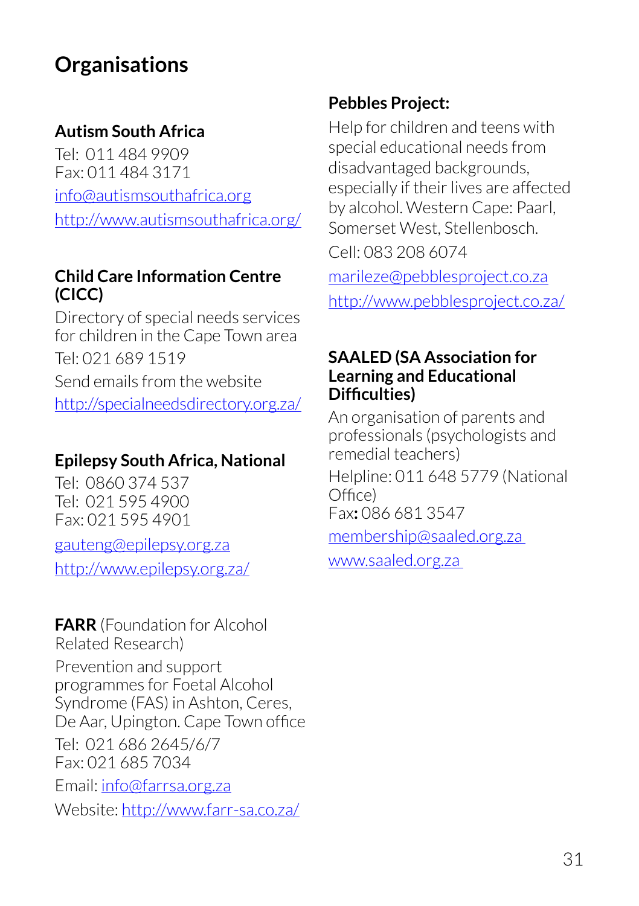# Organisations

### Autism South Africa

Tel: 011 484 9909
Fax: 011 484 3171

info@autismsouthafrica.org

http://www.autismsouthafrica.org/

### Child Care Information Centre (CICC)

Directory of special needs services for children in the Cape Town area

Tel: 021 689 1519

Send emails from the website

http://specialneedsdirectory.org.za/

### Epilepsy South Africa, National

Tel: 0860 374 537
Tel: 021 595 4900
Fax: 021 595 4901

gauteng@epilepsy.org.za

http://www.epilepsy.org.za/

**FARR** (Foundation for Alcohol Related Research)

Prevention and support programmes for Foetal Alcohol Syndrome (FAS) in Ashton, Ceres, De Aar, Upington. Cape Town office

Tel: 021 686 2645/6/7
Fax: 021 685 7034

Email: info@farrsa.org.za

Website: http://www.farr-sa.co.za/

### Pebbles Project:

Help for children and teens with special educational needs from disadvantaged backgrounds, especially if their lives are affected by alcohol. Western Cape: Paarl, Somerset West, Stellenbosch.

Cell: 083 208 6074

marileze@pebblesproject.co.za

http://www.pebblesproject.co.za/

### SAALED (SA Association for Learning and Educational Difficulties)

An organisation of parents and professionals (psychologists and remedial teachers)

Helpline: 011 648 5779 (National Office)
Fax**:** 086 681 3547

membership@saaled.org.za

www.saaled.org.za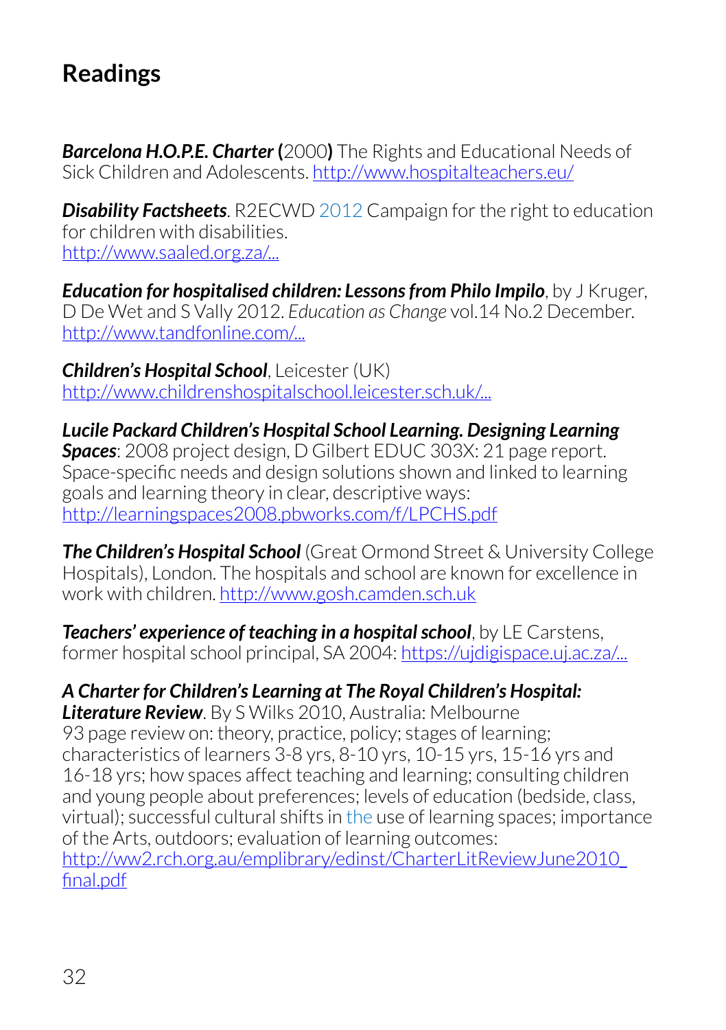# Readings

***Barcelona H.O.P.E. Charter*** **(**2000**)** The Rights and Educational Needs of Sick Children and Adolescents. http://www.hospitalteachers.eu/

***Disability Factsheets***. R2ECWD 2012 Campaign for the right to education for children with disabilities.
http://www.saaled.org.za/...

***Education for hospitalised children: Lessons from Philo Impilo***, by J Kruger, D De Wet and S Vally 2012. *Education as Change* vol.14 No.2 December.
http://www.tandfonline.com/...

***Children's Hospital School***, Leicester (UK)
http://www.childrenshospitalschool.leicester.sch.uk/...

***Lucile Packard Children's Hospital School Learning. Designing Learning Spaces***: 2008 project design, D Gilbert EDUC 303X: 21 page report. Space-specific needs and design solutions shown and linked to learning goals and learning theory in clear, descriptive ways:
http://learningspaces2008.pbworks.com/f/LPCHS.pdf

***The Children's Hospital School*** (Great Ormond Street & University College Hospitals), London. The hospitals and school are known for excellence in work with children. http://www.gosh.camden.sch.uk

***Teachers' experience of teaching in a hospital school***, by LE Carstens, former hospital school principal, SA 2004: https://ujdigispace.uj.ac.za/...

***A Charter for Children's Learning at The Royal Children's Hospital: Literature Review***. By S Wilks 2010, Australia: Melbourne
93 page review on: theory, practice, policy; stages of learning; characteristics of learners 3-8 yrs, 8-10 yrs, 10-15 yrs, 15-16 yrs and 16-18 yrs; how spaces affect teaching and learning; consulting children and young people about preferences; levels of education (bedside, class, virtual); successful cultural shifts in the use of learning spaces; importance of the Arts, outdoors; evaluation of learning outcomes:
http://ww2.rch.org.au/emplibrary/edinst/CharterLitReviewJune2010_final.pdf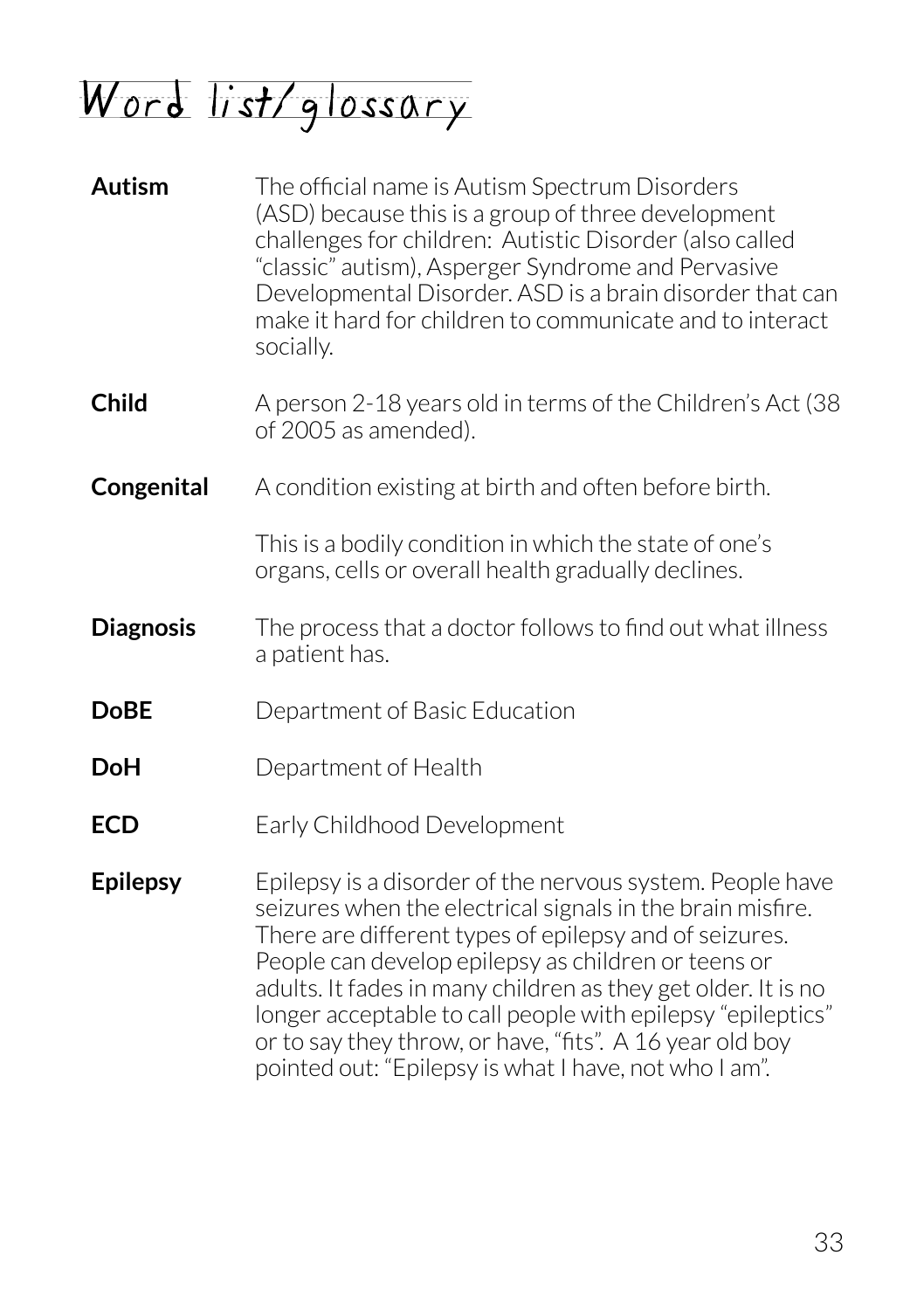# Word list/glossary

**Autism** — The official name is Autism Spectrum Disorders (ASD) because this is a group of three development challenges for children: Autistic Disorder (also called "classic" autism), Asperger Syndrome and Pervasive Developmental Disorder. ASD is a brain disorder that can make it hard for children to communicate and to interact socially.

**Child** — A person 2-18 years old in terms of the Children's Act (38 of 2005 as amended).

**Congenital** — A condition existing at birth and often before birth.

This is a bodily condition in which the state of one's organs, cells or overall health gradually declines.

**Diagnosis** — The process that a doctor follows to find out what illness a patient has.

**DoBE** — Department of Basic Education

**DoH** — Department of Health

**ECD** — Early Childhood Development

**Epilepsy** — Epilepsy is a disorder of the nervous system. People have seizures when the electrical signals in the brain misfire. There are different types of epilepsy and of seizures. People can develop epilepsy as children or teens or adults. It fades in many children as they get older. It is no longer acceptable to call people with epilepsy "epileptics" or to say they throw, or have, "fits". A 16 year old boy pointed out: "Epilepsy is what I have, not who I am".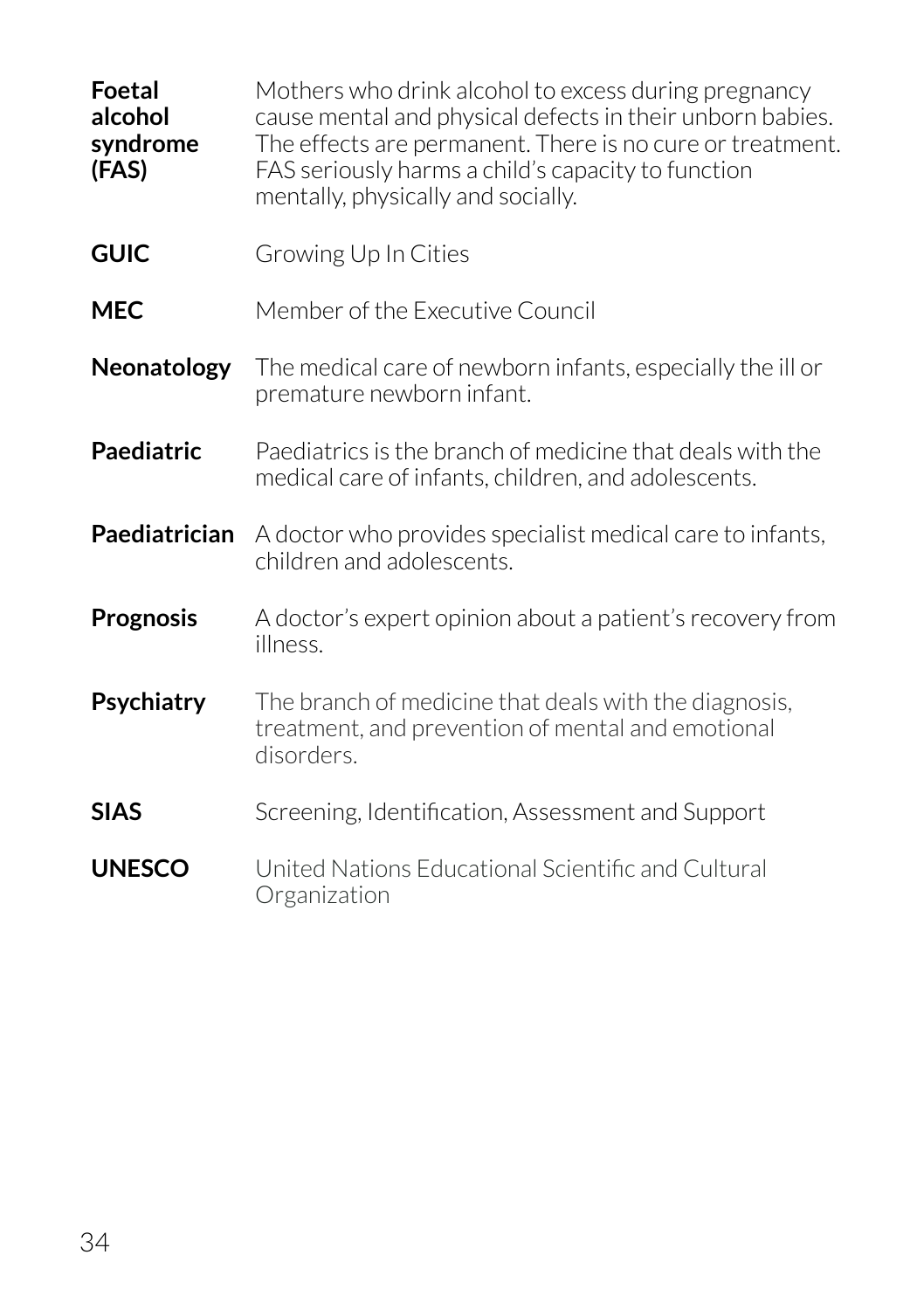| | |
|---|---|
| **Foetal alcohol syndrome (FAS)** | Mothers who drink alcohol to excess during pregnancy cause mental and physical defects in their unborn babies. The effects are permanent. There is no cure or treatment. FAS seriously harms a child's capacity to function mentally, physically and socially. |
| **GUIC** | Growing Up In Cities |
| **MEC** | Member of the Executive Council |
| **Neonatology** | The medical care of newborn infants, especially the ill or premature newborn infant. |
| **Paediatric** | Paediatrics is the branch of medicine that deals with the medical care of infants, children, and adolescents. |
| **Paediatrician** | A doctor who provides specialist medical care to infants, children and adolescents. |
| **Prognosis** | A doctor's expert opinion about a patient's recovery from illness. |
| **Psychiatry** | The branch of medicine that deals with the diagnosis, treatment, and prevention of mental and emotional disorders. |
| **SIAS** | Screening, Identification, Assessment and Support |
| **UNESCO** | United Nations Educational Scientific and Cultural Organization |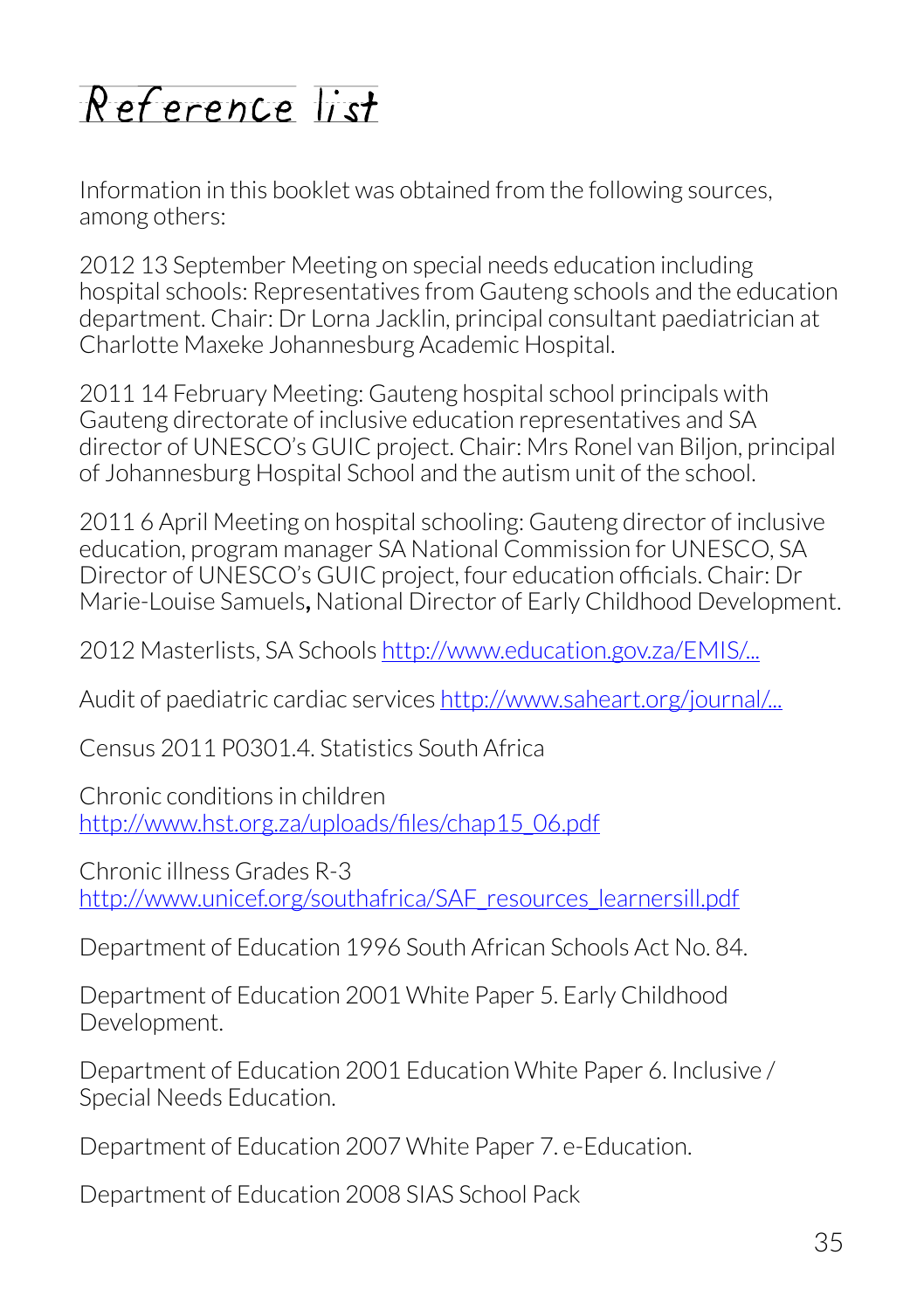# Reference list

Information in this booklet was obtained from the following sources, among others:

2012 13 September Meeting on special needs education including hospital schools: Representatives from Gauteng schools and the education department. Chair: Dr Lorna Jacklin, principal consultant paediatrician at Charlotte Maxeke Johannesburg Academic Hospital.

2011 14 February Meeting: Gauteng hospital school principals with Gauteng directorate of inclusive education representatives and SA director of UNESCO's GUIC project. Chair: Mrs Ronel van Biljon, principal of Johannesburg Hospital School and the autism unit of the school.

2011 6 April Meeting on hospital schooling: Gauteng director of inclusive education, program manager SA National Commission for UNESCO, SA Director of UNESCO's GUIC project, four education officials. Chair: Dr Marie-Louise Samuels**,** National Director of Early Childhood Development.

2012 Masterlists, SA Schools http://www.education.gov.za/EMIS/...

Audit of paediatric cardiac services http://www.saheart.org/journal/...

Census 2011 P0301.4. Statistics South Africa

Chronic conditions in children
http://www.hst.org.za/uploads/files/chap15_06.pdf

Chronic illness Grades R-3
http://www.unicef.org/southafrica/SAF_resources_learnersill.pdf

Department of Education 1996 South African Schools Act No. 84.

Department of Education 2001 White Paper 5. Early Childhood Development.

Department of Education 2001 Education White Paper 6. Inclusive / Special Needs Education.

Department of Education 2007 White Paper 7. e-Education.

Department of Education 2008 SIAS School Pack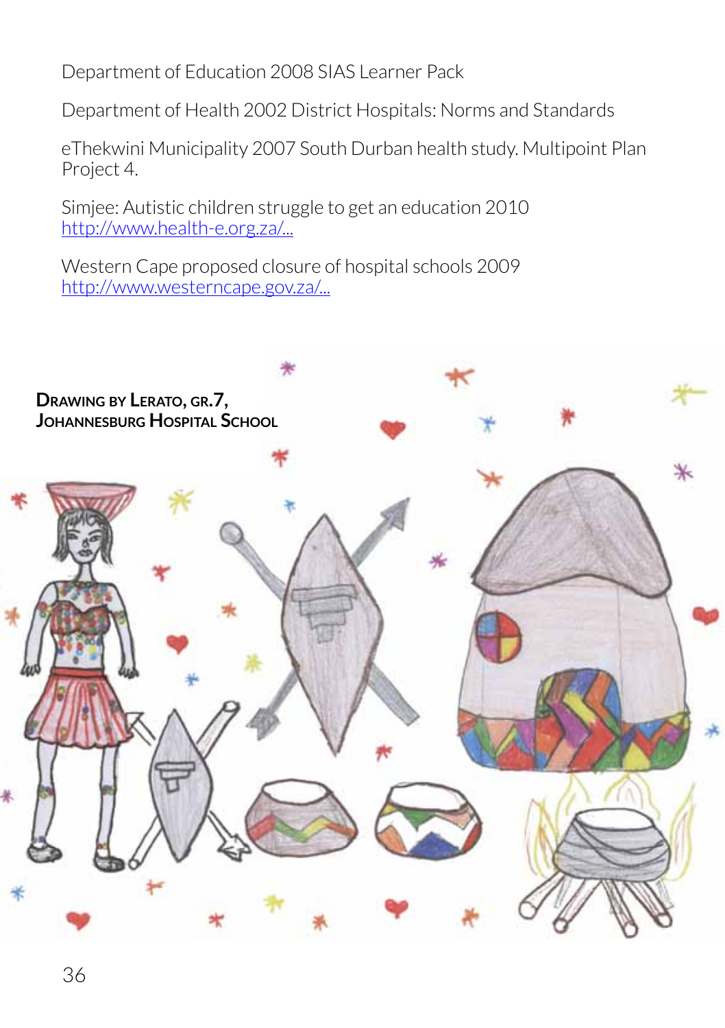Department of Education 2008 SIAS Learner Pack

Department of Health 2002 District Hospitals: Norms and Standards

eThekwini Municipality 2007 South Durban health study. Multipoint Plan Project 4.

Simjee: Autistic children struggle to get an education 2010 http://www.health-e.org.za/...

Western Cape proposed closure of hospital schools 2009 http://www.westerncape.gov.za/...

**Drawing by Lerato, gr.7, Johannesburg Hospital School**